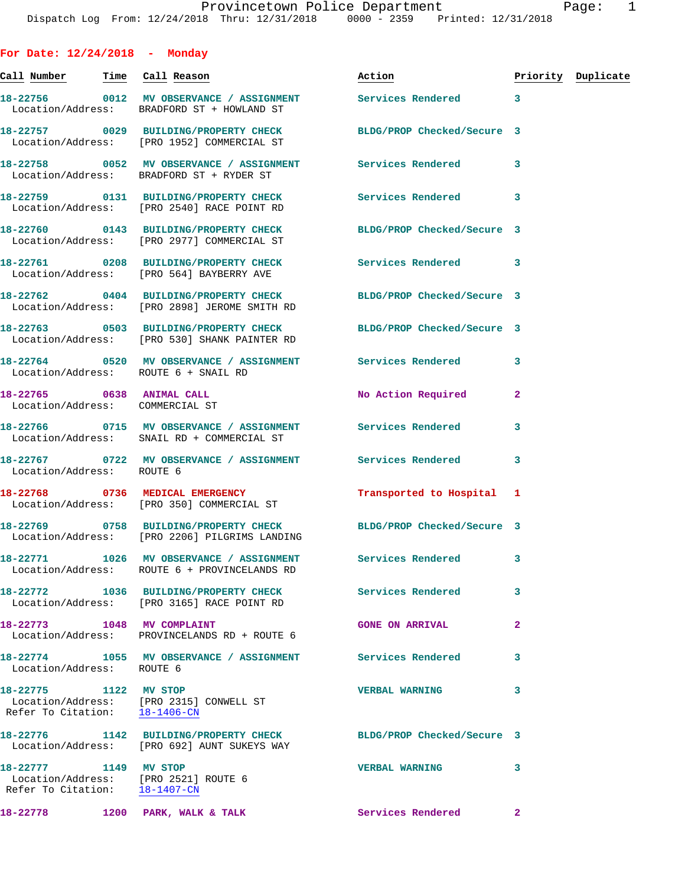Provincetown Police Department

Dispatch Log From: 12/24/2018 Thru: 12/31/2018 0000 - 2359 Printed: 12/31/2018

## For Date: 12/24/2018 - Monday

| Call Number | Time | Call Reason | Action | Priority | Duplicate |
|---|---|---|---|---|---|
| 18-22756 | 0012 | MV OBSERVANCE / ASSIGNMENT | Services Rendered | 3 | |
| Location/Address: BRADFORD ST + HOWLAND ST | | | | | |
| 18-22757 | 0029 | BUILDING/PROPERTY CHECK | BLDG/PROP Checked/Secure | 3 | |
| Location/Address: [PRO 1952] COMMERCIAL ST | | | | | |
| 18-22758 | 0052 | MV OBSERVANCE / ASSIGNMENT | Services Rendered | 3 | |
| Location/Address: BRADFORD ST + RYDER ST | | | | | |
| 18-22759 | 0131 | BUILDING/PROPERTY CHECK | Services Rendered | 3 | |
| Location/Address: [PRO 2540] RACE POINT RD | | | | | |
| 18-22760 | 0143 | BUILDING/PROPERTY CHECK | BLDG/PROP Checked/Secure | 3 | |
| Location/Address: [PRO 2977] COMMERCIAL ST | | | | | |
| 18-22761 | 0208 | BUILDING/PROPERTY CHECK | Services Rendered | 3 | |
| Location/Address: [PRO 564] BAYBERRY AVE | | | | | |
| 18-22762 | 0404 | BUILDING/PROPERTY CHECK | BLDG/PROP Checked/Secure | 3 | |
| Location/Address: [PRO 2898] JEROME SMITH RD | | | | | |
| 18-22763 | 0503 | BUILDING/PROPERTY CHECK | BLDG/PROP Checked/Secure | 3 | |
| Location/Address: [PRO 530] SHANK PAINTER RD | | | | | |
| 18-22764 | 0520 | MV OBSERVANCE / ASSIGNMENT | Services Rendered | 3 | |
| Location/Address: ROUTE 6 + SNAIL RD | | | | | |
| 18-22765 | 0638 | ANIMAL CALL | No Action Required | 2 | |
| Location/Address: COMMERCIAL ST | | | | | |
| 18-22766 | 0715 | MV OBSERVANCE / ASSIGNMENT | Services Rendered | 3 | |
| Location/Address: SNAIL RD + COMMERCIAL ST | | | | | |
| 18-22767 | 0722 | MV OBSERVANCE / ASSIGNMENT | Services Rendered | 3 | |
| Location/Address: ROUTE 6 | | | | | |
| 18-22768 | 0736 | MEDICAL EMERGENCY | Transported to Hospital | 1 | |
| Location/Address: [PRO 350] COMMERCIAL ST | | | | | |
| 18-22769 | 0758 | BUILDING/PROPERTY CHECK | BLDG/PROP Checked/Secure | 3 | |
| Location/Address: [PRO 2206] PILGRIMS LANDING | | | | | |
| 18-22771 | 1026 | MV OBSERVANCE / ASSIGNMENT | Services Rendered | 3 | |
| Location/Address: ROUTE 6 + PROVINCELANDS RD | | | | | |
| 18-22772 | 1036 | BUILDING/PROPERTY CHECK | Services Rendered | 3 | |
| Location/Address: [PRO 3165] RACE POINT RD | | | | | |
| 18-22773 | 1048 | MV COMPLAINT | GONE ON ARRIVAL | 2 | |
| Location/Address: PROVINCELANDS RD + ROUTE 6 | | | | | |
| 18-22774 | 1055 | MV OBSERVANCE / ASSIGNMENT | Services Rendered | 3 | |
| Location/Address: ROUTE 6 | | | | | |
| 18-22775 | 1122 | MV STOP | VERBAL WARNING | 3 | |
| Location/Address: [PRO 2315] CONWELL ST | | | | | |
| Refer To Citation: 18-1406-CN | | | | | |
| 18-22776 | 1142 | BUILDING/PROPERTY CHECK | BLDG/PROP Checked/Secure | 3 | |
| Location/Address: [PRO 692] AUNT SUKEYS WAY | | | | | |
| 18-22777 | 1149 | MV STOP | VERBAL WARNING | 3 | |
| Location/Address: [PRO 2521] ROUTE 6 | | | | | |
| Refer To Citation: 18-1407-CN | | | | | |
| 18-22778 | 1200 | PARK, WALK & TALK | Services Rendered | 2 | |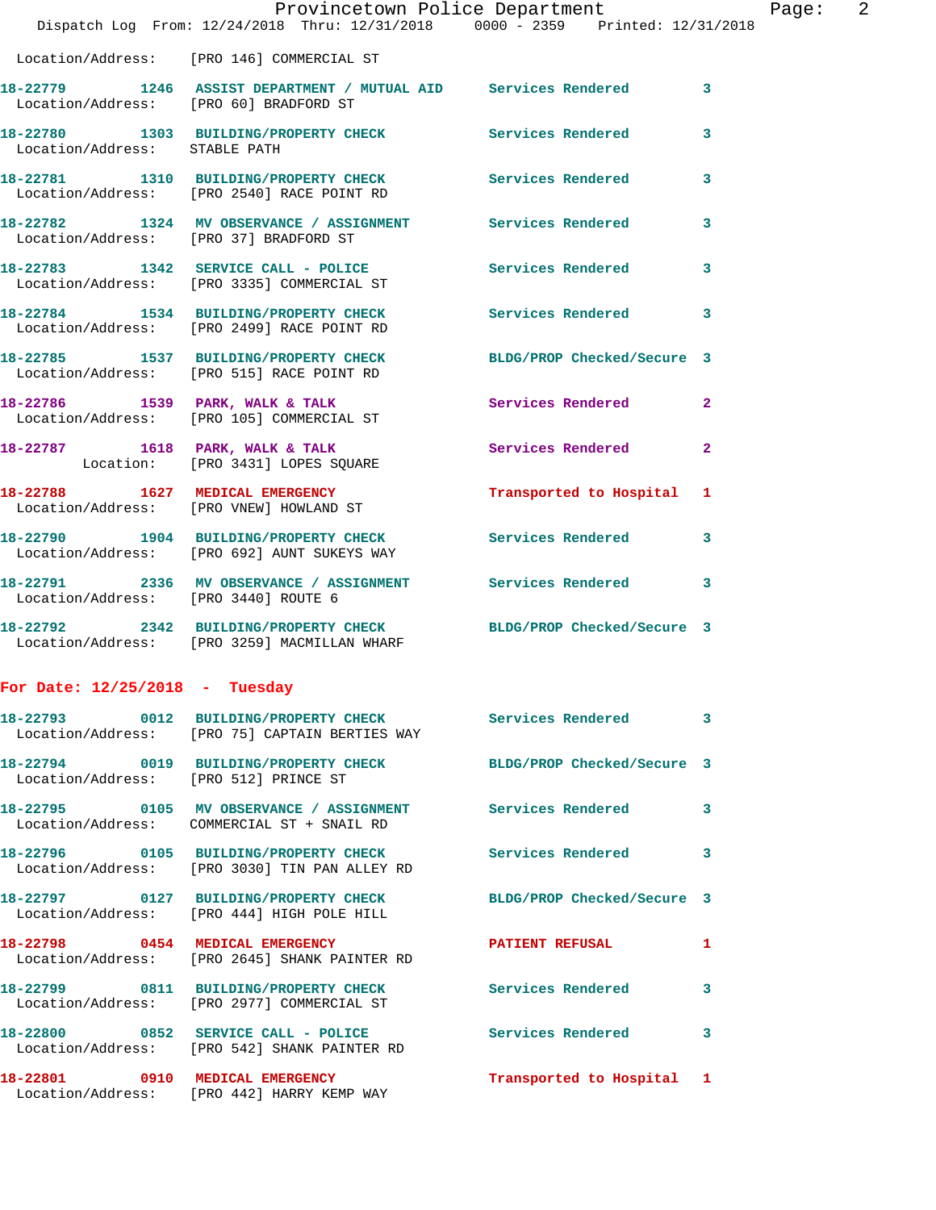Location/Address: [PRO 146] COMMERCIAL ST

18-22779 1246 ASSIST DEPARTMENT / MUTUAL AID Services Rendered 3
Location/Address: [PRO 60] BRADFORD ST

18-22780 1303 BUILDING/PROPERTY CHECK Services Rendered 3
Location/Address: STABLE PATH

18-22781 1310 BUILDING/PROPERTY CHECK Services Rendered 3
Location/Address: [PRO 2540] RACE POINT RD

18-22782 1324 MV OBSERVANCE / ASSIGNMENT Services Rendered 3
Location/Address: [PRO 37] BRADFORD ST

18-22783 1342 SERVICE CALL - POLICE Services Rendered 3
Location/Address: [PRO 3335] COMMERCIAL ST

18-22784 1534 BUILDING/PROPERTY CHECK Services Rendered 3
Location/Address: [PRO 2499] RACE POINT RD

18-22785 1537 BUILDING/PROPERTY CHECK BLDG/PROP Checked/Secure 3
Location/Address: [PRO 515] RACE POINT RD

18-22786 1539 PARK, WALK & TALK Services Rendered 2
Location/Address: [PRO 105] COMMERCIAL ST

18-22787 1618 PARK, WALK & TALK Services Rendered 2
Location: [PRO 3431] LOPES SQUARE

18-22788 1627 MEDICAL EMERGENCY Transported to Hospital 1
Location/Address: [PRO VNEW] HOWLAND ST

18-22790 1904 BUILDING/PROPERTY CHECK Services Rendered 3
Location/Address: [PRO 692] AUNT SUKEYS WAY

18-22791 2336 MV OBSERVANCE / ASSIGNMENT Services Rendered 3
Location/Address: [PRO 3440] ROUTE 6

18-22792 2342 BUILDING/PROPERTY CHECK BLDG/PROP Checked/Secure 3
Location/Address: [PRO 3259] MACMILLAN WHARF

**For Date: 12/25/2018 - Tuesday**

18-22793 0012 BUILDING/PROPERTY CHECK Services Rendered 3
Location/Address: [PRO 75] CAPTAIN BERTIES WAY

18-22794 0019 BUILDING/PROPERTY CHECK BLDG/PROP Checked/Secure 3
Location/Address: [PRO 512] PRINCE ST

18-22795 0105 MV OBSERVANCE / ASSIGNMENT Services Rendered 3
Location/Address: COMMERCIAL ST + SNAIL RD

18-22796 0105 BUILDING/PROPERTY CHECK Services Rendered 3
Location/Address: [PRO 3030] TIN PAN ALLEY RD

18-22797 0127 BUILDING/PROPERTY CHECK BLDG/PROP Checked/Secure 3
Location/Address: [PRO 444] HIGH POLE HILL

18-22798 0454 MEDICAL EMERGENCY PATIENT REFUSAL 1
Location/Address: [PRO 2645] SHANK PAINTER RD

18-22799 0811 BUILDING/PROPERTY CHECK Services Rendered 3
Location/Address: [PRO 2977] COMMERCIAL ST

18-22800 0852 SERVICE CALL - POLICE Services Rendered 3
Location/Address: [PRO 542] SHANK PAINTER RD

18-22801 0910 MEDICAL EMERGENCY Transported to Hospital 1
Location/Address: [PRO 442] HARRY KEMP WAY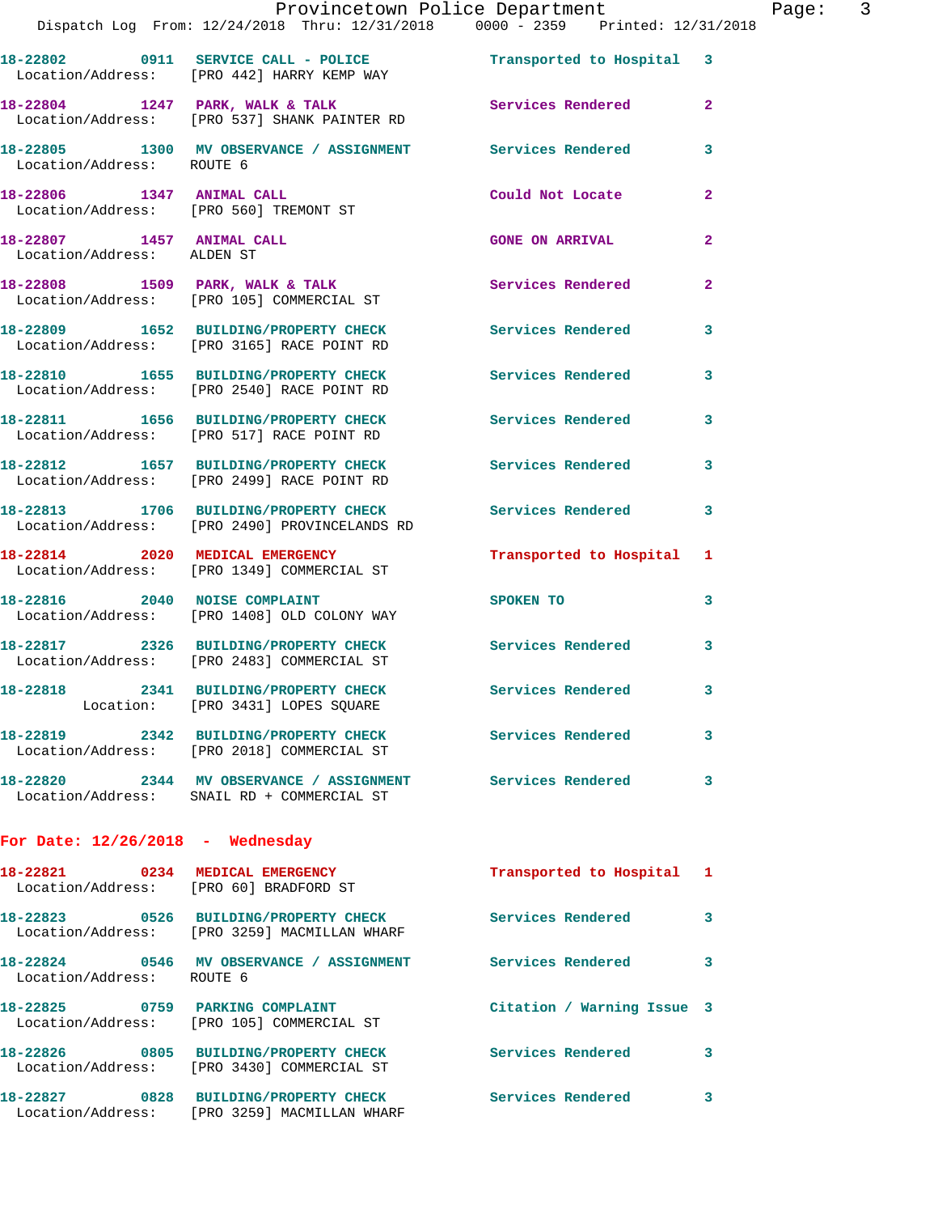18-22802 0911 SERVICE CALL - POLICE Transported to Hospital 3
Location/Address: [PRO 442] HARRY KEMP WAY

18-22804 1247 PARK, WALK & TALK Services Rendered 2
Location/Address: [PRO 537] SHANK PAINTER RD

18-22805 1300 MV OBSERVANCE / ASSIGNMENT Services Rendered 3
Location/Address: ROUTE 6

18-22806 1347 ANIMAL CALL Could Not Locate 2
Location/Address: [PRO 560] TREMONT ST

18-22807 1457 ANIMAL CALL GONE ON ARRIVAL 2
Location/Address: ALDEN ST

18-22808 1509 PARK, WALK & TALK Services Rendered 2
Location/Address: [PRO 105] COMMERCIAL ST

18-22809 1652 BUILDING/PROPERTY CHECK Services Rendered 3
Location/Address: [PRO 3165] RACE POINT RD

18-22810 1655 BUILDING/PROPERTY CHECK Services Rendered 3
Location/Address: [PRO 2540] RACE POINT RD

18-22811 1656 BUILDING/PROPERTY CHECK Services Rendered 3
Location/Address: [PRO 517] RACE POINT RD

18-22812 1657 BUILDING/PROPERTY CHECK Services Rendered 3
Location/Address: [PRO 2499] RACE POINT RD

18-22813 1706 BUILDING/PROPERTY CHECK Services Rendered 3
Location/Address: [PRO 2490] PROVINCELANDS RD

18-22814 2020 MEDICAL EMERGENCY Transported to Hospital 1
Location/Address: [PRO 1349] COMMERCIAL ST

18-22816 2040 NOISE COMPLAINT SPOKEN TO 3
Location/Address: [PRO 1408] OLD COLONY WAY

18-22817 2326 BUILDING/PROPERTY CHECK Services Rendered 3
Location/Address: [PRO 2483] COMMERCIAL ST

18-22818 2341 BUILDING/PROPERTY CHECK Services Rendered 3
Location: [PRO 3431] LOPES SQUARE

18-22819 2342 BUILDING/PROPERTY CHECK Services Rendered 3
Location/Address: [PRO 2018] COMMERCIAL ST

18-22820 2344 MV OBSERVANCE / ASSIGNMENT Services Rendered 3
Location/Address: SNAIL RD + COMMERCIAL ST

**For Date: 12/26/2018 - Wednesday**

18-22821 0234 MEDICAL EMERGENCY Transported to Hospital 1
Location/Address: [PRO 60] BRADFORD ST

18-22823 0526 BUILDING/PROPERTY CHECK Services Rendered 3
Location/Address: [PRO 3259] MACMILLAN WHARF

18-22824 0546 MV OBSERVANCE / ASSIGNMENT Services Rendered 3
Location/Address: ROUTE 6

18-22825 0759 PARKING COMPLAINT Citation / Warning Issue 3
Location/Address: [PRO 105] COMMERCIAL ST

18-22826 0805 BUILDING/PROPERTY CHECK Services Rendered 3
Location/Address: [PRO 3430] COMMERCIAL ST

18-22827 0828 BUILDING/PROPERTY CHECK Services Rendered 3
Location/Address: [PRO 3259] MACMILLAN WHARF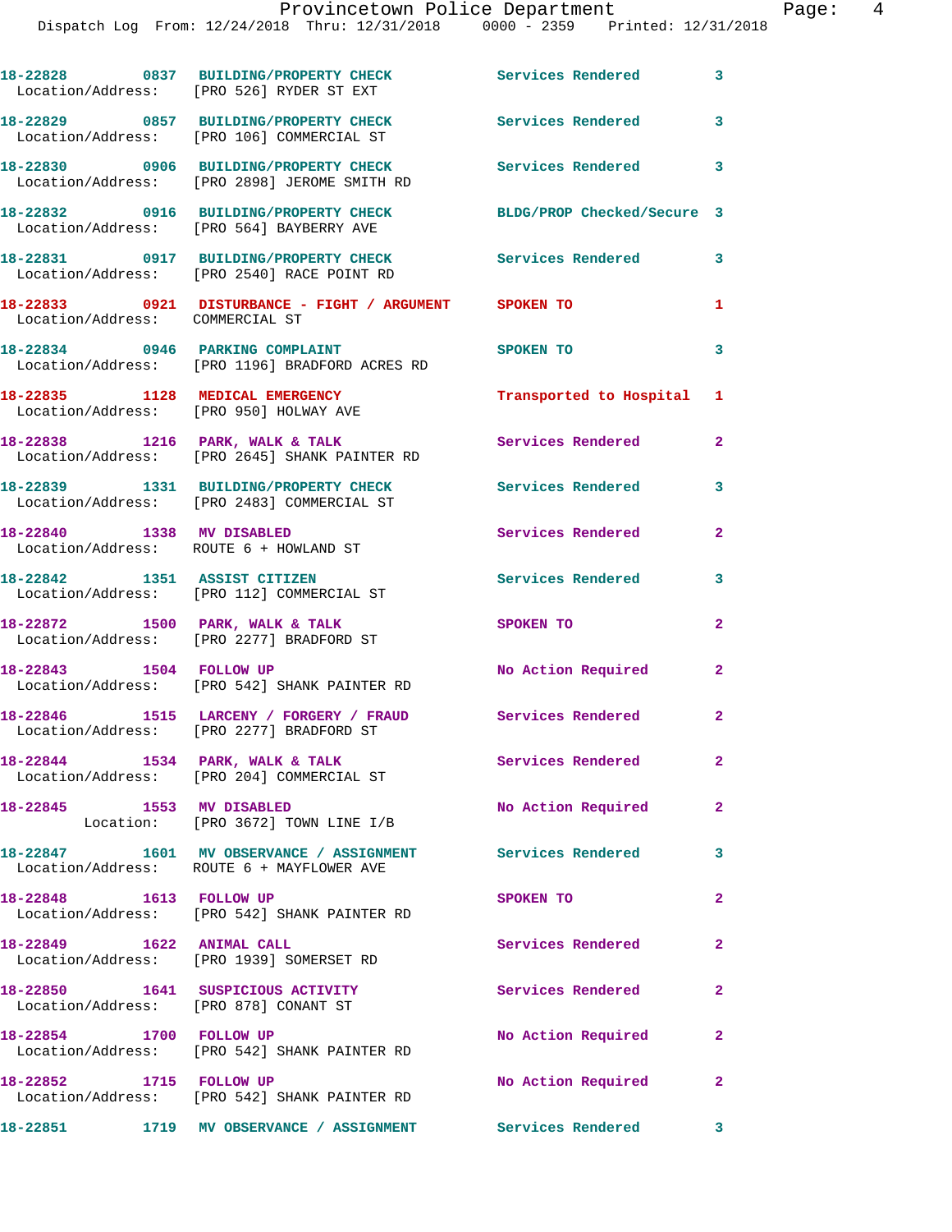| Call Number | Time | Call Reason | Action | Priority |
|---|---|---|---|---|
| 18-22828 | 0837 | BUILDING/PROPERTY CHECK | Services Rendered | 3 |
| Location/Address: [PRO 526] RYDER ST EXT | | | | |
| 18-22829 | 0857 | BUILDING/PROPERTY CHECK | Services Rendered | 3 |
| Location/Address: [PRO 106] COMMERCIAL ST | | | | |
| 18-22830 | 0906 | BUILDING/PROPERTY CHECK | Services Rendered | 3 |
| Location/Address: [PRO 2898] JEROME SMITH RD | | | | |
| 18-22832 | 0916 | BUILDING/PROPERTY CHECK | BLDG/PROP Checked/Secure | 3 |
| Location/Address: [PRO 564] BAYBERRY AVE | | | | |
| 18-22831 | 0917 | BUILDING/PROPERTY CHECK | Services Rendered | 3 |
| Location/Address: [PRO 2540] RACE POINT RD | | | | |
| 18-22833 | 0921 | DISTURBANCE - FIGHT / ARGUMENT | SPOKEN TO | 1 |
| Location/Address: COMMERCIAL ST | | | | |
| 18-22834 | 0946 | PARKING COMPLAINT | SPOKEN TO | 3 |
| Location/Address: [PRO 1196] BRADFORD ACRES RD | | | | |
| 18-22835 | 1128 | MEDICAL EMERGENCY | Transported to Hospital | 1 |
| Location/Address: [PRO 950] HOLWAY AVE | | | | |
| 18-22838 | 1216 | PARK, WALK & TALK | Services Rendered | 2 |
| Location/Address: [PRO 2645] SHANK PAINTER RD | | | | |
| 18-22839 | 1331 | BUILDING/PROPERTY CHECK | Services Rendered | 3 |
| Location/Address: [PRO 2483] COMMERCIAL ST | | | | |
| 18-22840 | 1338 | MV DISABLED | Services Rendered | 2 |
| Location/Address: ROUTE 6 + HOWLAND ST | | | | |
| 18-22842 | 1351 | ASSIST CITIZEN | Services Rendered | 3 |
| Location/Address: [PRO 112] COMMERCIAL ST | | | | |
| 18-22872 | 1500 | PARK, WALK & TALK | SPOKEN TO | 2 |
| Location/Address: [PRO 2277] BRADFORD ST | | | | |
| 18-22843 | 1504 | FOLLOW UP | No Action Required | 2 |
| Location/Address: [PRO 542] SHANK PAINTER RD | | | | |
| 18-22846 | 1515 | LARCENY / FORGERY / FRAUD | Services Rendered | 2 |
| Location/Address: [PRO 2277] BRADFORD ST | | | | |
| 18-22844 | 1534 | PARK, WALK & TALK | Services Rendered | 2 |
| Location/Address: [PRO 204] COMMERCIAL ST | | | | |
| 18-22845 | 1553 | MV DISABLED | No Action Required | 2 |
| Location: [PRO 3672] TOWN LINE I/B | | | | |
| 18-22847 | 1601 | MV OBSERVANCE / ASSIGNMENT | Services Rendered | 3 |
| Location/Address: ROUTE 6 + MAYFLOWER AVE | | | | |
| 18-22848 | 1613 | FOLLOW UP | SPOKEN TO | 2 |
| Location/Address: [PRO 542] SHANK PAINTER RD | | | | |
| 18-22849 | 1622 | ANIMAL CALL | Services Rendered | 2 |
| Location/Address: [PRO 1939] SOMERSET RD | | | | |
| 18-22850 | 1641 | SUSPICIOUS ACTIVITY | Services Rendered | 2 |
| Location/Address: [PRO 878] CONANT ST | | | | |
| 18-22854 | 1700 | FOLLOW UP | No Action Required | 2 |
| Location/Address: [PRO 542] SHANK PAINTER RD | | | | |
| 18-22852 | 1715 | FOLLOW UP | No Action Required | 2 |
| Location/Address: [PRO 542] SHANK PAINTER RD | | | | |
| 18-22851 | 1719 | MV OBSERVANCE / ASSIGNMENT | Services Rendered | 3 |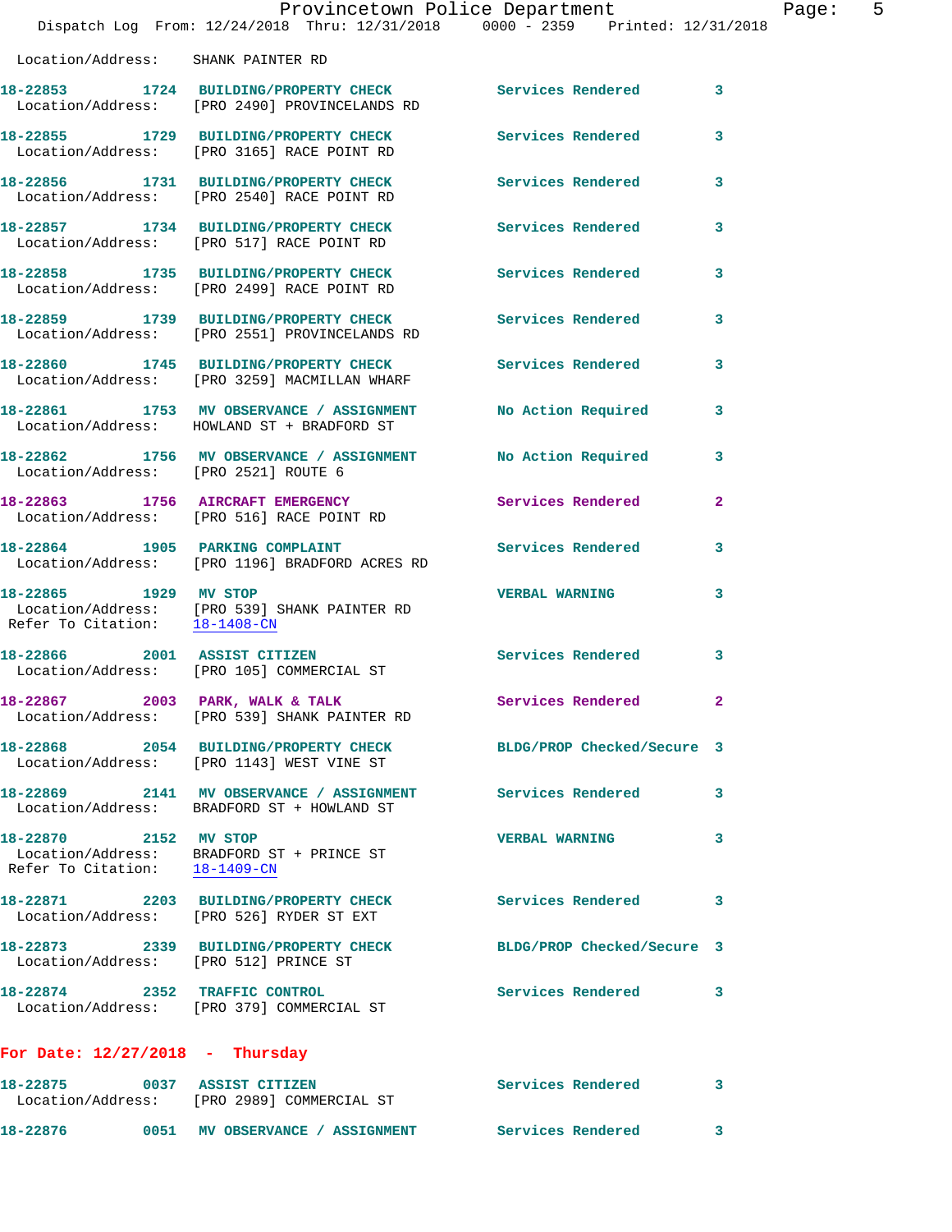Location/Address: SHANK PAINTER RD

**18-22853** 1724 **BUILDING/PROPERTY CHECK** Services Rendered 3
Location/Address: [PRO 2490] PROVINCELANDS RD

**18-22855** 1729 **BUILDING/PROPERTY CHECK** Services Rendered 3
Location/Address: [PRO 3165] RACE POINT RD

**18-22856** 1731 **BUILDING/PROPERTY CHECK** Services Rendered 3
Location/Address: [PRO 2540] RACE POINT RD

**18-22857** 1734 **BUILDING/PROPERTY CHECK** Services Rendered 3
Location/Address: [PRO 517] RACE POINT RD

**18-22858** 1735 **BUILDING/PROPERTY CHECK** Services Rendered 3
Location/Address: [PRO 2499] RACE POINT RD

**18-22859** 1739 **BUILDING/PROPERTY CHECK** Services Rendered 3
Location/Address: [PRO 2551] PROVINCELANDS RD

**18-22860** 1745 **BUILDING/PROPERTY CHECK** Services Rendered 3
Location/Address: [PRO 3259] MACMILLAN WHARF

**18-22861** 1753 **MV OBSERVANCE / ASSIGNMENT** No Action Required 3
Location/Address: HOWLAND ST + BRADFORD ST

**18-22862** 1756 **MV OBSERVANCE / ASSIGNMENT** No Action Required 3
Location/Address: [PRO 2521] ROUTE 6

**18-22863** 1756 **AIRCRAFT EMERGENCY** Services Rendered 2
Location/Address: [PRO 516] RACE POINT RD

**18-22864** 1905 **PARKING COMPLAINT** Services Rendered 3
Location/Address: [PRO 1196] BRADFORD ACRES RD

**18-22865** 1929 **MV STOP** VERBAL WARNING 3
Location/Address: [PRO 539] SHANK PAINTER RD
Refer To Citation: 18-1408-CN

**18-22866** 2001 **ASSIST CITIZEN** Services Rendered 3
Location/Address: [PRO 105] COMMERCIAL ST

**18-22867** 2003 **PARK, WALK & TALK** Services Rendered 2
Location/Address: [PRO 539] SHANK PAINTER RD

**18-22868** 2054 **BUILDING/PROPERTY CHECK** BLDG/PROP Checked/Secure 3
Location/Address: [PRO 1143] WEST VINE ST

**18-22869** 2141 **MV OBSERVANCE / ASSIGNMENT** Services Rendered 3
Location/Address: BRADFORD ST + HOWLAND ST

**18-22870** 2152 **MV STOP** VERBAL WARNING 3
Location/Address: BRADFORD ST + PRINCE ST
Refer To Citation: 18-1409-CN

**18-22871** 2203 **BUILDING/PROPERTY CHECK** Services Rendered 3
Location/Address: [PRO 526] RYDER ST EXT

**18-22873** 2339 **BUILDING/PROPERTY CHECK** BLDG/PROP Checked/Secure 3
Location/Address: [PRO 512] PRINCE ST

**18-22874** 2352 **TRAFFIC CONTROL** Services Rendered 3
Location/Address: [PRO 379] COMMERCIAL ST

## For Date: 12/27/2018 - Thursday

**18-22875** 0037 **ASSIST CITIZEN** Services Rendered 3
Location/Address: [PRO 2989] COMMERCIAL ST

**18-22876** 0051 **MV OBSERVANCE / ASSIGNMENT** Services Rendered 3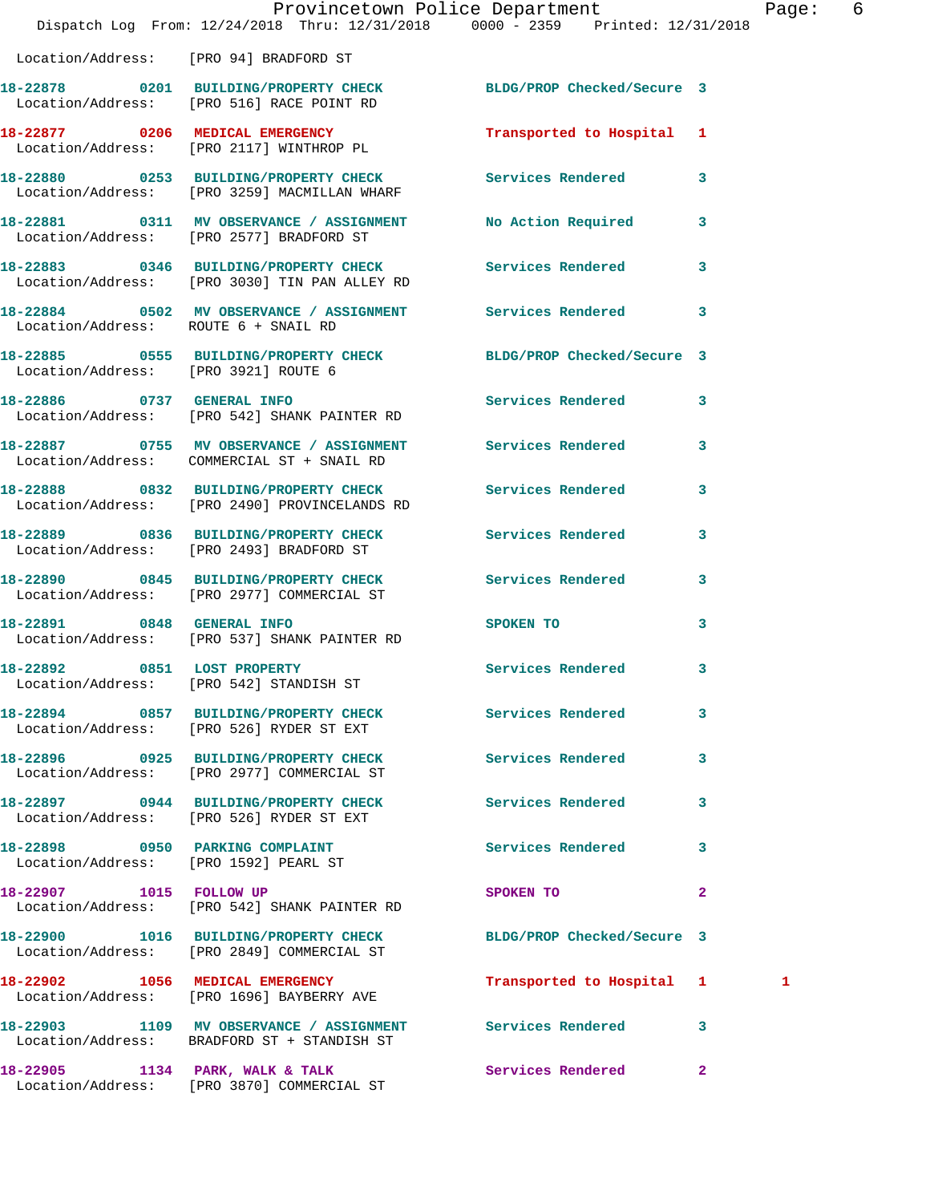Location/Address: [PRO 94] BRADFORD ST

**18-22878 0201 BUILDING/PROPERTY CHECK** BLDG/PROP Checked/Secure 3
Location/Address: [PRO 516] RACE POINT RD

**18-22877 0206 MEDICAL EMERGENCY** Transported to Hospital 1
Location/Address: [PRO 2117] WINTHROP PL

**18-22880 0253 BUILDING/PROPERTY CHECK** Services Rendered 3
Location/Address: [PRO 3259] MACMILLAN WHARF

**18-22881 0311 MV OBSERVANCE / ASSIGNMENT** No Action Required 3
Location/Address: [PRO 2577] BRADFORD ST

**18-22883 0346 BUILDING/PROPERTY CHECK** Services Rendered 3
Location/Address: [PRO 3030] TIN PAN ALLEY RD

**18-22884 0502 MV OBSERVANCE / ASSIGNMENT** Services Rendered 3
Location/Address: ROUTE 6 + SNAIL RD

**18-22885 0555 BUILDING/PROPERTY CHECK** BLDG/PROP Checked/Secure 3
Location/Address: [PRO 3921] ROUTE 6

**18-22886 0737 GENERAL INFO** Services Rendered 3
Location/Address: [PRO 542] SHANK PAINTER RD

**18-22887 0755 MV OBSERVANCE / ASSIGNMENT** Services Rendered 3
Location/Address: COMMERCIAL ST + SNAIL RD

**18-22888 0832 BUILDING/PROPERTY CHECK** Services Rendered 3
Location/Address: [PRO 2490] PROVINCELANDS RD

**18-22889 0836 BUILDING/PROPERTY CHECK** Services Rendered 3
Location/Address: [PRO 2493] BRADFORD ST

**18-22890 0845 BUILDING/PROPERTY CHECK** Services Rendered 3
Location/Address: [PRO 2977] COMMERCIAL ST

**18-22891 0848 GENERAL INFO** SPOKEN TO 3
Location/Address: [PRO 537] SHANK PAINTER RD

**18-22892 0851 LOST PROPERTY** Services Rendered 3
Location/Address: [PRO 542] STANDISH ST

**18-22894 0857 BUILDING/PROPERTY CHECK** Services Rendered 3
Location/Address: [PRO 526] RYDER ST EXT

**18-22896 0925 BUILDING/PROPERTY CHECK** Services Rendered 3
Location/Address: [PRO 2977] COMMERCIAL ST

**18-22897 0944 BUILDING/PROPERTY CHECK** Services Rendered 3
Location/Address: [PRO 526] RYDER ST EXT

**18-22898 0950 PARKING COMPLAINT** Services Rendered 3
Location/Address: [PRO 1592] PEARL ST

**18-22907 1015 FOLLOW UP** SPOKEN TO 2
Location/Address: [PRO 542] SHANK PAINTER RD

**18-22900 1016 BUILDING/PROPERTY CHECK** BLDG/PROP Checked/Secure 3
Location/Address: [PRO 2849] COMMERCIAL ST

**18-22902 1056 MEDICAL EMERGENCY** Transported to Hospital 1 1
Location/Address: [PRO 1696] BAYBERRY AVE

**18-22903 1109 MV OBSERVANCE / ASSIGNMENT** Services Rendered 3
Location/Address: BRADFORD ST + STANDISH ST

**18-22905 1134 PARK, WALK & TALK** Services Rendered 2
Location/Address: [PRO 3870] COMMERCIAL ST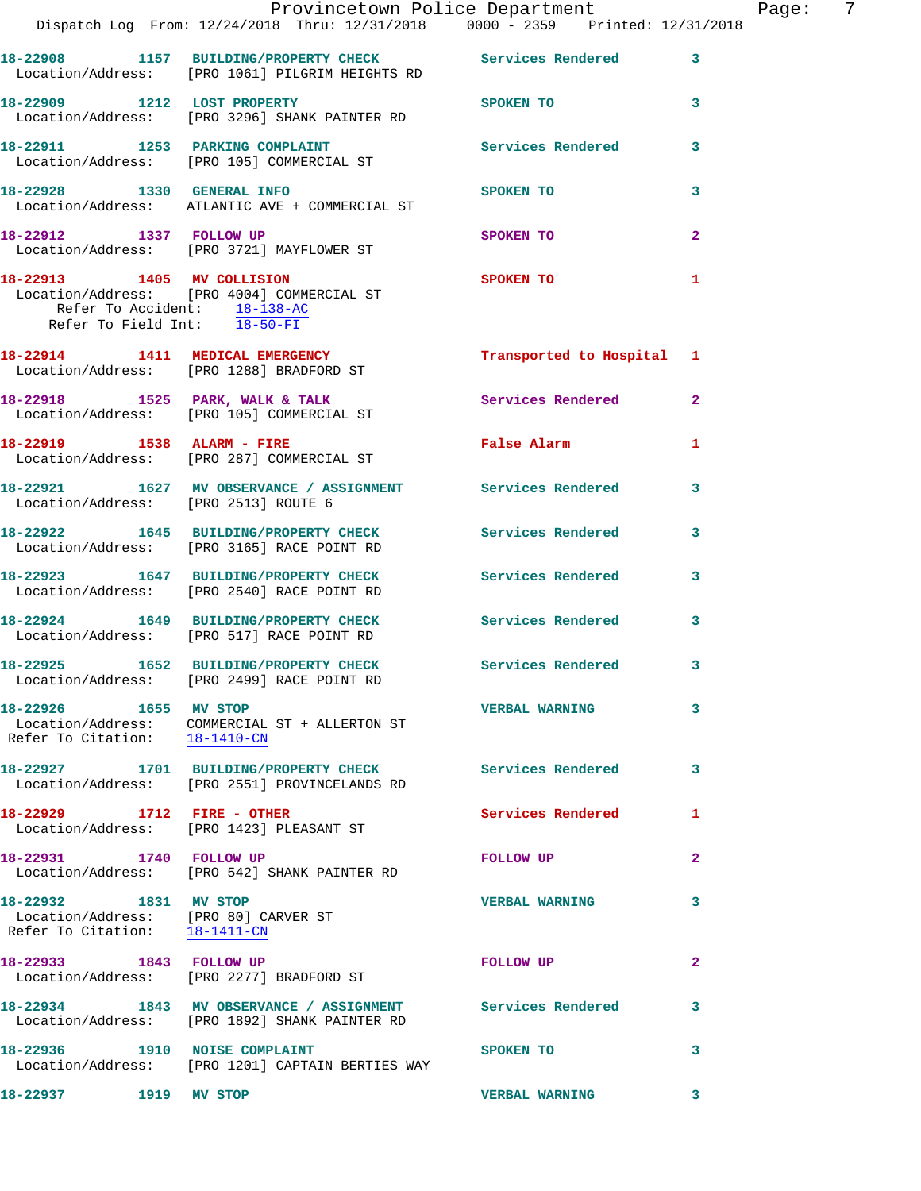18-22908 1157 BUILDING/PROPERTY CHECK Services Rendered 3
Location/Address: [PRO 1061] PILGRIM HEIGHTS RD

18-22909 1212 LOST PROPERTY SPOKEN TO 3
Location/Address: [PRO 3296] SHANK PAINTER RD

18-22911 1253 PARKING COMPLAINT Services Rendered 3
Location/Address: [PRO 105] COMMERCIAL ST

18-22928 1330 GENERAL INFO SPOKEN TO 3
Location/Address: ATLANTIC AVE + COMMERCIAL ST

18-22912 1337 FOLLOW UP SPOKEN TO 2
Location/Address: [PRO 3721] MAYFLOWER ST

18-22913 1405 MV COLLISION SPOKEN TO 1
Location/Address: [PRO 4004] COMMERCIAL ST
Refer To Accident: 18-138-AC
Refer To Field Int: 18-50-FI

18-22914 1411 MEDICAL EMERGENCY Transported to Hospital 1
Location/Address: [PRO 1288] BRADFORD ST

18-22918 1525 PARK, WALK & TALK Services Rendered 2
Location/Address: [PRO 105] COMMERCIAL ST

18-22919 1538 ALARM - FIRE False Alarm 1
Location/Address: [PRO 287] COMMERCIAL ST

18-22921 1627 MV OBSERVANCE / ASSIGNMENT Services Rendered 3
Location/Address: [PRO 2513] ROUTE 6

18-22922 1645 BUILDING/PROPERTY CHECK Services Rendered 3
Location/Address: [PRO 3165] RACE POINT RD

18-22923 1647 BUILDING/PROPERTY CHECK Services Rendered 3
Location/Address: [PRO 2540] RACE POINT RD

18-22924 1649 BUILDING/PROPERTY CHECK Services Rendered 3
Location/Address: [PRO 517] RACE POINT RD

18-22925 1652 BUILDING/PROPERTY CHECK Services Rendered 3
Location/Address: [PRO 2499] RACE POINT RD

18-22926 1655 MV STOP VERBAL WARNING 3
Location/Address: COMMERCIAL ST + ALLERTON ST
Refer To Citation: 18-1410-CN

18-22927 1701 BUILDING/PROPERTY CHECK Services Rendered 3
Location/Address: [PRO 2551] PROVINCELANDS RD

18-22929 1712 FIRE - OTHER Services Rendered 1
Location/Address: [PRO 1423] PLEASANT ST

18-22931 1740 FOLLOW UP FOLLOW UP 2
Location/Address: [PRO 542] SHANK PAINTER RD

18-22932 1831 MV STOP VERBAL WARNING 3
Location/Address: [PRO 80] CARVER ST
Refer To Citation: 18-1411-CN

18-22933 1843 FOLLOW UP FOLLOW UP 2
Location/Address: [PRO 2277] BRADFORD ST

18-22934 1843 MV OBSERVANCE / ASSIGNMENT Services Rendered 3
Location/Address: [PRO 1892] SHANK PAINTER RD

18-22936 1910 NOISE COMPLAINT SPOKEN TO 3
Location/Address: [PRO 1201] CAPTAIN BERTIES WAY

18-22937 1919 MV STOP VERBAL WARNING 3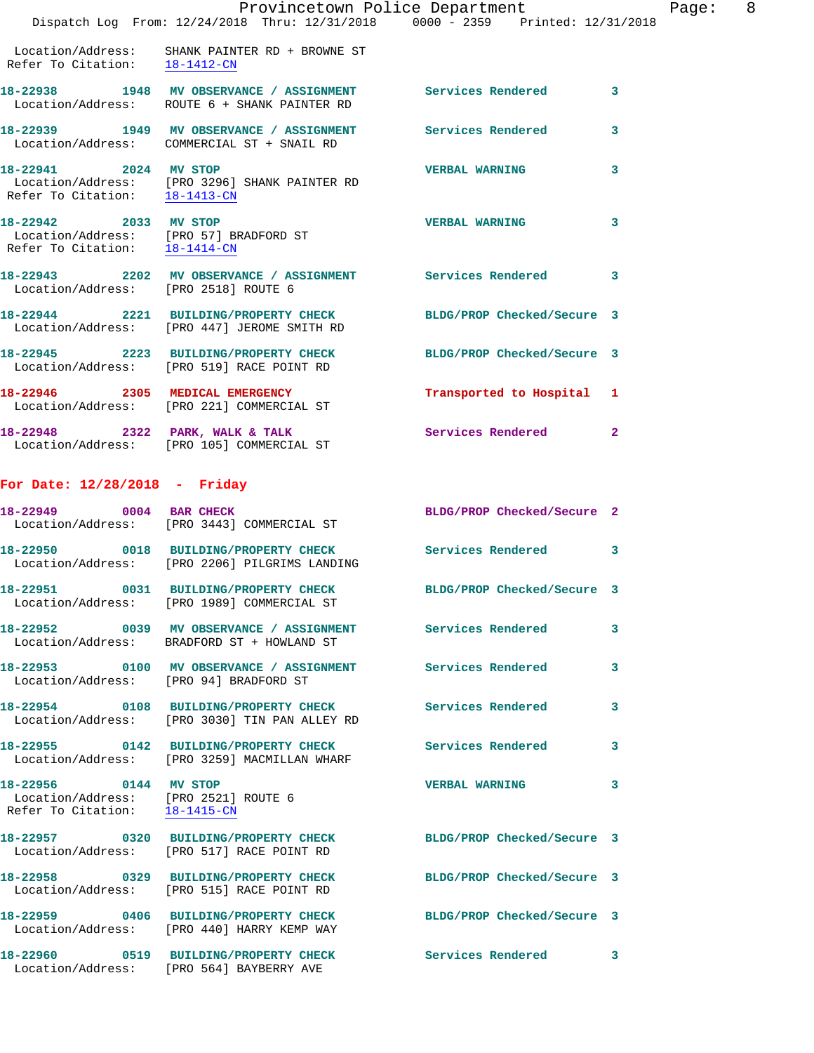Location/Address: SHANK PAINTER RD + BROWNE ST
Refer To Citation: 18-1412-CN

**18-22938 1948 MV OBSERVANCE / ASSIGNMENT** Services Rendered 3
Location/Address: ROUTE 6 + SHANK PAINTER RD

**18-22939 1949 MV OBSERVANCE / ASSIGNMENT** Services Rendered 3
Location/Address: COMMERCIAL ST + SNAIL RD

**18-22941 2024 MV STOP** VERBAL WARNING 3
Location/Address: [PRO 3296] SHANK PAINTER RD
Refer To Citation: 18-1413-CN

**18-22942 2033 MV STOP** VERBAL WARNING 3
Location/Address: [PRO 57] BRADFORD ST
Refer To Citation: 18-1414-CN

**18-22943 2202 MV OBSERVANCE / ASSIGNMENT** Services Rendered 3
Location/Address: [PRO 2518] ROUTE 6

**18-22944 2221 BUILDING/PROPERTY CHECK** BLDG/PROP Checked/Secure 3
Location/Address: [PRO 447] JEROME SMITH RD

**18-22945 2223 BUILDING/PROPERTY CHECK** BLDG/PROP Checked/Secure 3
Location/Address: [PRO 519] RACE POINT RD

**18-22946 2305 MEDICAL EMERGENCY** Transported to Hospital 1
Location/Address: [PRO 221] COMMERCIAL ST

**18-22948 2322 PARK, WALK & TALK** Services Rendered 2
Location/Address: [PRO 105] COMMERCIAL ST

## For Date: 12/28/2018 - Friday

**18-22949 0004 BAR CHECK** BLDG/PROP Checked/Secure 2
Location/Address: [PRO 3443] COMMERCIAL ST

**18-22950 0018 BUILDING/PROPERTY CHECK** Services Rendered 3
Location/Address: [PRO 2206] PILGRIMS LANDING

**18-22951 0031 BUILDING/PROPERTY CHECK** BLDG/PROP Checked/Secure 3
Location/Address: [PRO 1989] COMMERCIAL ST

**18-22952 0039 MV OBSERVANCE / ASSIGNMENT** Services Rendered 3
Location/Address: BRADFORD ST + HOWLAND ST

**18-22953 0100 MV OBSERVANCE / ASSIGNMENT** Services Rendered 3
Location/Address: [PRO 94] BRADFORD ST

**18-22954 0108 BUILDING/PROPERTY CHECK** Services Rendered 3
Location/Address: [PRO 3030] TIN PAN ALLEY RD

**18-22955 0142 BUILDING/PROPERTY CHECK** Services Rendered 3
Location/Address: [PRO 3259] MACMILLAN WHARF

**18-22956 0144 MV STOP** VERBAL WARNING 3
Location/Address: [PRO 2521] ROUTE 6
Refer To Citation: 18-1415-CN

**18-22957 0320 BUILDING/PROPERTY CHECK** BLDG/PROP Checked/Secure 3
Location/Address: [PRO 517] RACE POINT RD

**18-22958 0329 BUILDING/PROPERTY CHECK** BLDG/PROP Checked/Secure 3
Location/Address: [PRO 515] RACE POINT RD

**18-22959 0406 BUILDING/PROPERTY CHECK** BLDG/PROP Checked/Secure 3
Location/Address: [PRO 440] HARRY KEMP WAY

**18-22960 0519 BUILDING/PROPERTY CHECK** Services Rendered 3
Location/Address: [PRO 564] BAYBERRY AVE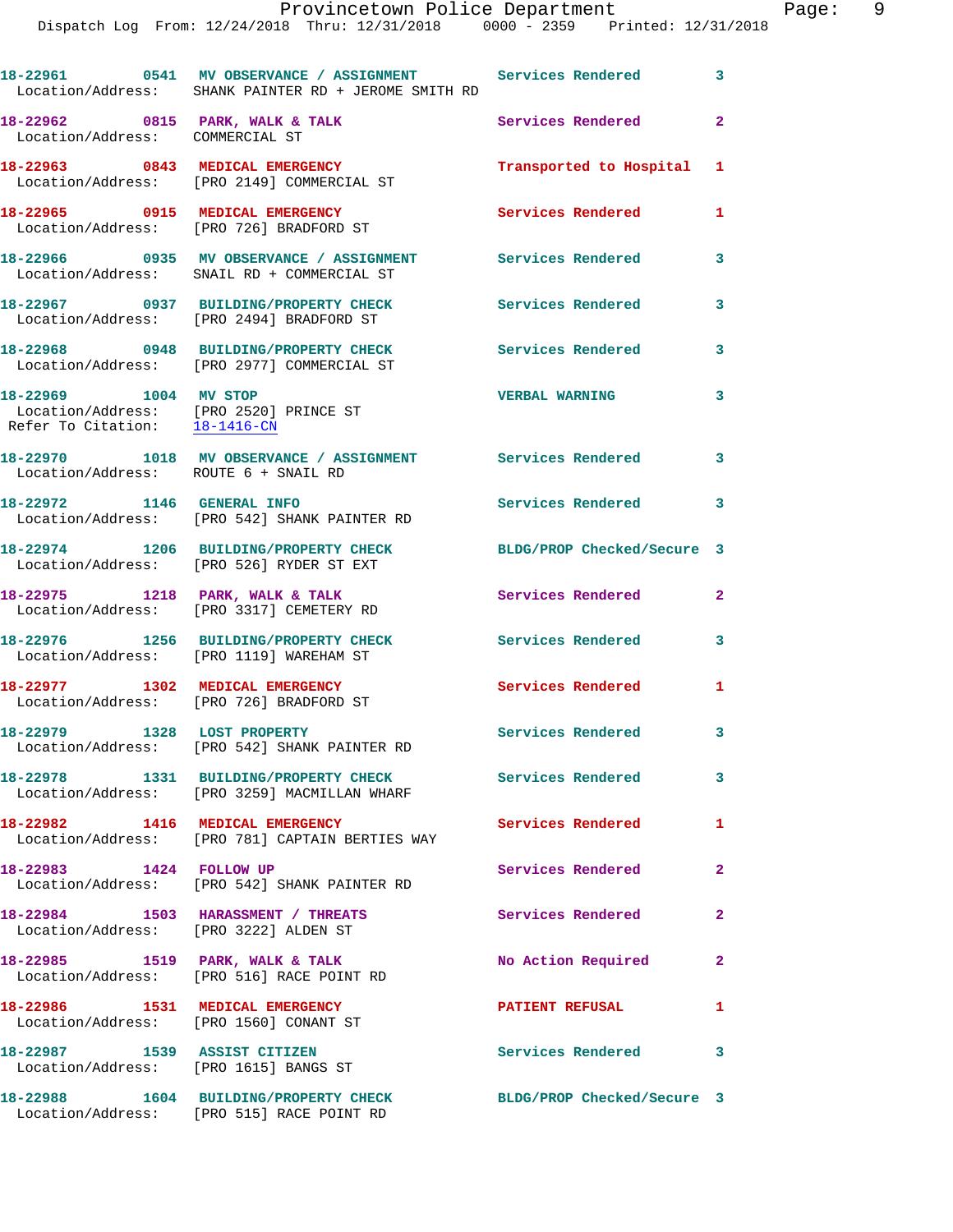18-22961 0541 MV OBSERVANCE / ASSIGNMENT Services Rendered 3
Location/Address: SHANK PAINTER RD + JEROME SMITH RD

18-22962 0815 PARK, WALK & TALK Services Rendered 2
Location/Address: COMMERCIAL ST

18-22963 0843 MEDICAL EMERGENCY Transported to Hospital 1
Location/Address: [PRO 2149] COMMERCIAL ST

18-22965 0915 MEDICAL EMERGENCY Services Rendered 1
Location/Address: [PRO 726] BRADFORD ST

18-22966 0935 MV OBSERVANCE / ASSIGNMENT Services Rendered 3
Location/Address: SNAIL RD + COMMERCIAL ST

18-22967 0937 BUILDING/PROPERTY CHECK Services Rendered 3
Location/Address: [PRO 2494] BRADFORD ST

18-22968 0948 BUILDING/PROPERTY CHECK Services Rendered 3
Location/Address: [PRO 2977] COMMERCIAL ST

18-22969 1004 MV STOP VERBAL WARNING 3
Location/Address: [PRO 2520] PRINCE ST
Refer To Citation: 18-1416-CN

18-22970 1018 MV OBSERVANCE / ASSIGNMENT Services Rendered 3
Location/Address: ROUTE 6 + SNAIL RD

18-22972 1146 GENERAL INFO Services Rendered 3
Location/Address: [PRO 542] SHANK PAINTER RD

18-22974 1206 BUILDING/PROPERTY CHECK BLDG/PROP Checked/Secure 3
Location/Address: [PRO 526] RYDER ST EXT

18-22975 1218 PARK, WALK & TALK Services Rendered 2
Location/Address: [PRO 3317] CEMETERY RD

18-22976 1256 BUILDING/PROPERTY CHECK Services Rendered 3
Location/Address: [PRO 1119] WAREHAM ST

18-22977 1302 MEDICAL EMERGENCY Services Rendered 1
Location/Address: [PRO 726] BRADFORD ST

18-22979 1328 LOST PROPERTY Services Rendered 3
Location/Address: [PRO 542] SHANK PAINTER RD

18-22978 1331 BUILDING/PROPERTY CHECK Services Rendered 3
Location/Address: [PRO 3259] MACMILLAN WHARF

18-22982 1416 MEDICAL EMERGENCY Services Rendered 1
Location/Address: [PRO 781] CAPTAIN BERTIES WAY

18-22983 1424 FOLLOW UP Services Rendered 2
Location/Address: [PRO 542] SHANK PAINTER RD

18-22984 1503 HARASSMENT / THREATS Services Rendered 2
Location/Address: [PRO 3222] ALDEN ST

18-22985 1519 PARK, WALK & TALK No Action Required 2
Location/Address: [PRO 516] RACE POINT RD

18-22986 1531 MEDICAL EMERGENCY PATIENT REFUSAL 1
Location/Address: [PRO 1560] CONANT ST

18-22987 1539 ASSIST CITIZEN Services Rendered 3
Location/Address: [PRO 1615] BANGS ST

18-22988 1604 BUILDING/PROPERTY CHECK BLDG/PROP Checked/Secure 3
Location/Address: [PRO 515] RACE POINT RD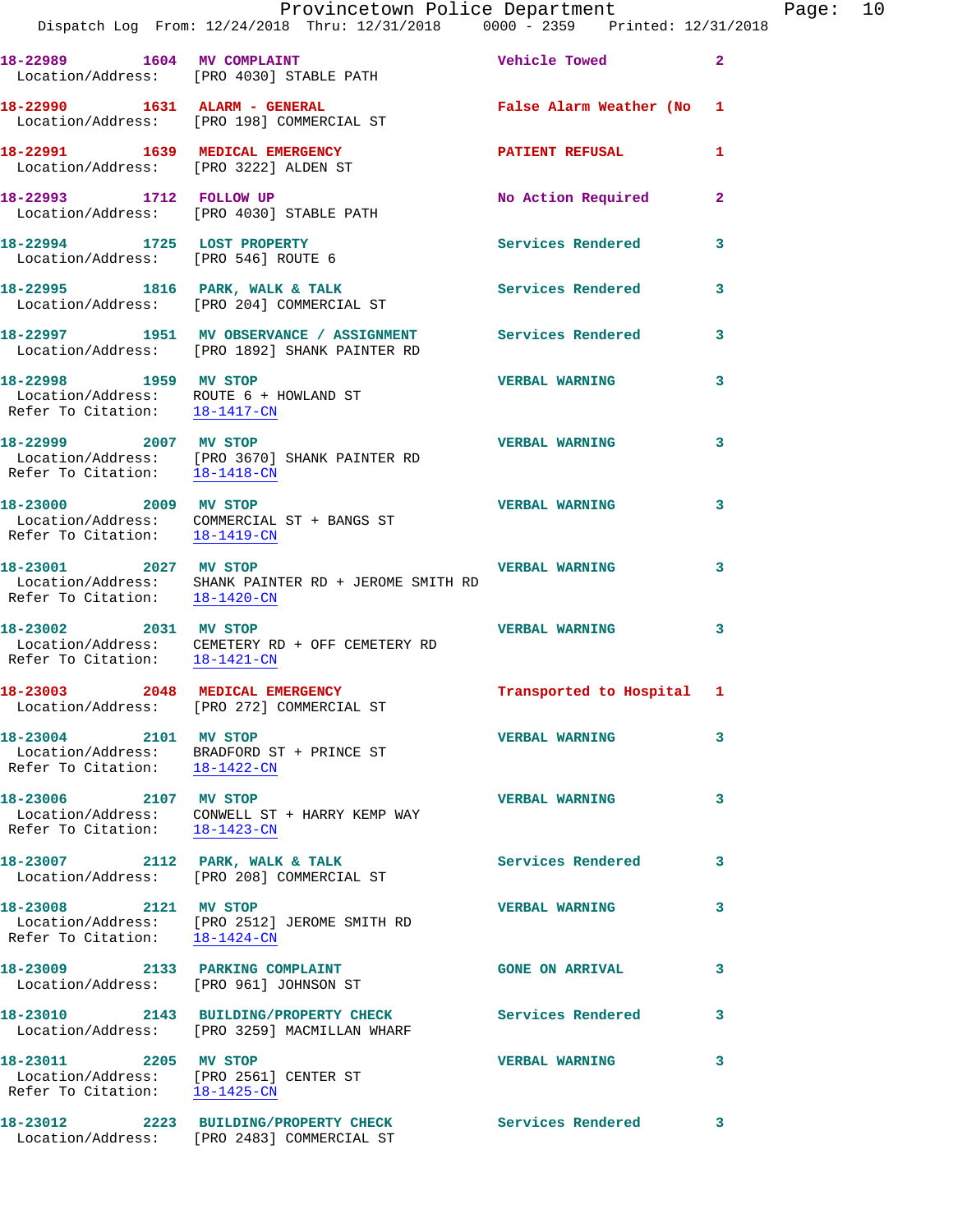18-22989 1604 MV COMPLAINT Vehicle Towed 2
 Location/Address: [PRO 4030] STABLE PATH

18-22990 1631 ALARM - GENERAL False Alarm Weather (No 1
 Location/Address: [PRO 198] COMMERCIAL ST

18-22991 1639 MEDICAL EMERGENCY PATIENT REFUSAL 1
 Location/Address: [PRO 3222] ALDEN ST

18-22993 1712 FOLLOW UP No Action Required 2
 Location/Address: [PRO 4030] STABLE PATH

18-22994 1725 LOST PROPERTY Services Rendered 3
 Location/Address: [PRO 546] ROUTE 6

18-22995 1816 PARK, WALK & TALK Services Rendered 3
 Location/Address: [PRO 204] COMMERCIAL ST

18-22997 1951 MV OBSERVANCE / ASSIGNMENT Services Rendered 3
 Location/Address: [PRO 1892] SHANK PAINTER RD

18-22998 1959 MV STOP VERBAL WARNING 3
 Location/Address: ROUTE 6 + HOWLAND ST
 Refer To Citation: 18-1417-CN

18-22999 2007 MV STOP VERBAL WARNING 3
 Location/Address: [PRO 3670] SHANK PAINTER RD
 Refer To Citation: 18-1418-CN

18-23000 2009 MV STOP VERBAL WARNING 3
 Location/Address: COMMERCIAL ST + BANGS ST
 Refer To Citation: 18-1419-CN

18-23001 2027 MV STOP VERBAL WARNING 3
 Location/Address: SHANK PAINTER RD + JEROME SMITH RD
 Refer To Citation: 18-1420-CN

18-23002 2031 MV STOP VERBAL WARNING 3
 Location/Address: CEMETERY RD + OFF CEMETERY RD
 Refer To Citation: 18-1421-CN

18-23003 2048 MEDICAL EMERGENCY Transported to Hospital 1
 Location/Address: [PRO 272] COMMERCIAL ST

18-23004 2101 MV STOP VERBAL WARNING 3
 Location/Address: BRADFORD ST + PRINCE ST
 Refer To Citation: 18-1422-CN

18-23006 2107 MV STOP VERBAL WARNING 3
 Location/Address: CONWELL ST + HARRY KEMP WAY
 Refer To Citation: 18-1423-CN

18-23007 2112 PARK, WALK & TALK Services Rendered 3
 Location/Address: [PRO 208] COMMERCIAL ST

18-23008 2121 MV STOP VERBAL WARNING 3
 Location/Address: [PRO 2512] JEROME SMITH RD
 Refer To Citation: 18-1424-CN

18-23009 2133 PARKING COMPLAINT GONE ON ARRIVAL 3
 Location/Address: [PRO 961] JOHNSON ST

18-23010 2143 BUILDING/PROPERTY CHECK Services Rendered 3
 Location/Address: [PRO 3259] MACMILLAN WHARF

18-23011 2205 MV STOP VERBAL WARNING 3
 Location/Address: [PRO 2561] CENTER ST
 Refer To Citation: 18-1425-CN

18-23012 2223 BUILDING/PROPERTY CHECK Services Rendered 3
 Location/Address: [PRO 2483] COMMERCIAL ST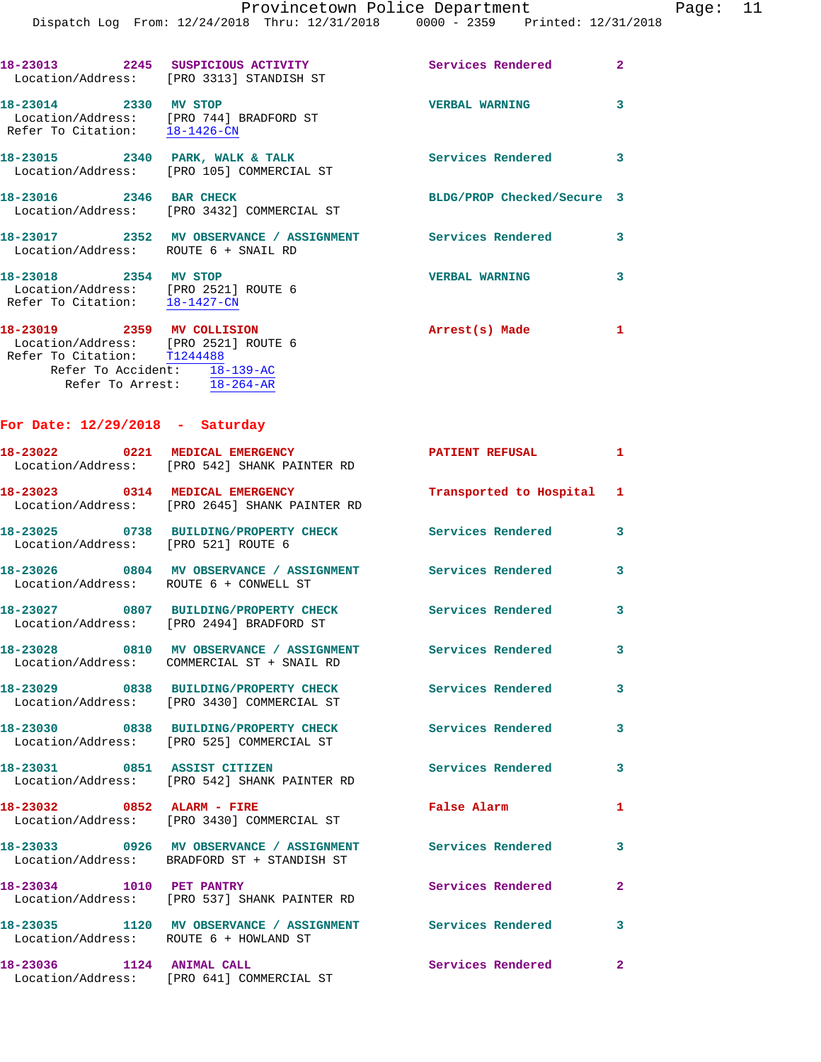18-23013 2245 SUSPICIOUS ACTIVITY Services Rendered 2
Location/Address: [PRO 3313] STANDISH ST

18-23014 2330 MV STOP VERBAL WARNING 3
Location/Address: [PRO 744] BRADFORD ST
Refer To Citation: 18-1426-CN

18-23015 2340 PARK, WALK & TALK Services Rendered 3
Location/Address: [PRO 105] COMMERCIAL ST

18-23016 2346 BAR CHECK BLDG/PROP Checked/Secure 3
Location/Address: [PRO 3432] COMMERCIAL ST

18-23017 2352 MV OBSERVATION / ASSIGNMENT Services Rendered 3
Location/Address: ROUTE 6 + SNAIL RD

18-23018 2354 MV STOP VERBAL WARNING 3
Location/Address: [PRO 2521] ROUTE 6
Refer To Citation: 18-1427-CN

18-23019 2359 MV COLLISION Arrest(s) Made 1
Location/Address: [PRO 2521] ROUTE 6
Refer To Citation: T1244488
Refer To Accident: 18-139-AC
Refer To Arrest: 18-264-AR

**For Date: 12/29/2018 - Saturday**

18-23022 0221 MEDICAL EMERGENCY PATIENT REFUSAL 1
Location/Address: [PRO 542] SHANK PAINTER RD

18-23023 0314 MEDICAL EMERGENCY Transported to Hospital 1
Location/Address: [PRO 2645] SHANK PAINTER RD

18-23025 0738 BUILDING/PROPERTY CHECK Services Rendered 3
Location/Address: [PRO 521] ROUTE 6

18-23026 0804 MV OBSERVATION / ASSIGNMENT Services Rendered 3
Location/Address: ROUTE 6 + CONWELL ST

18-23027 0807 BUILDING/PROPERTY CHECK Services Rendered 3
Location/Address: [PRO 2494] BRADFORD ST

18-23028 0810 MV OBSERVATION / ASSIGNMENT Services Rendered 3
Location/Address: COMMERCIAL ST + SNAIL RD

18-23029 0838 BUILDING/PROPERTY CHECK Services Rendered 3
Location/Address: [PRO 3430] COMMERCIAL ST

18-23030 0838 BUILDING/PROPERTY CHECK Services Rendered 3
Location/Address: [PRO 525] COMMERCIAL ST

18-23031 0851 ASSIST CITIZEN Services Rendered 3
Location/Address: [PRO 542] SHANK PAINTER RD

18-23032 0852 ALARM - FIRE False Alarm 1
Location/Address: [PRO 3430] COMMERCIAL ST

18-23033 0926 MV OBSERVATION / ASSIGNMENT Services Rendered 3
Location/Address: BRADFORD ST + STANDISH ST

18-23034 1010 PET PANTRY Services Rendered 2
Location/Address: [PRO 537] SHANK PAINTER RD

18-23035 1120 MV OBSERVATION / ASSIGNMENT Services Rendered 3
Location/Address: ROUTE 6 + HOWLAND ST

18-23036 1124 ANIMAL CALL Services Rendered 2
Location/Address: [PRO 641] COMMERCIAL ST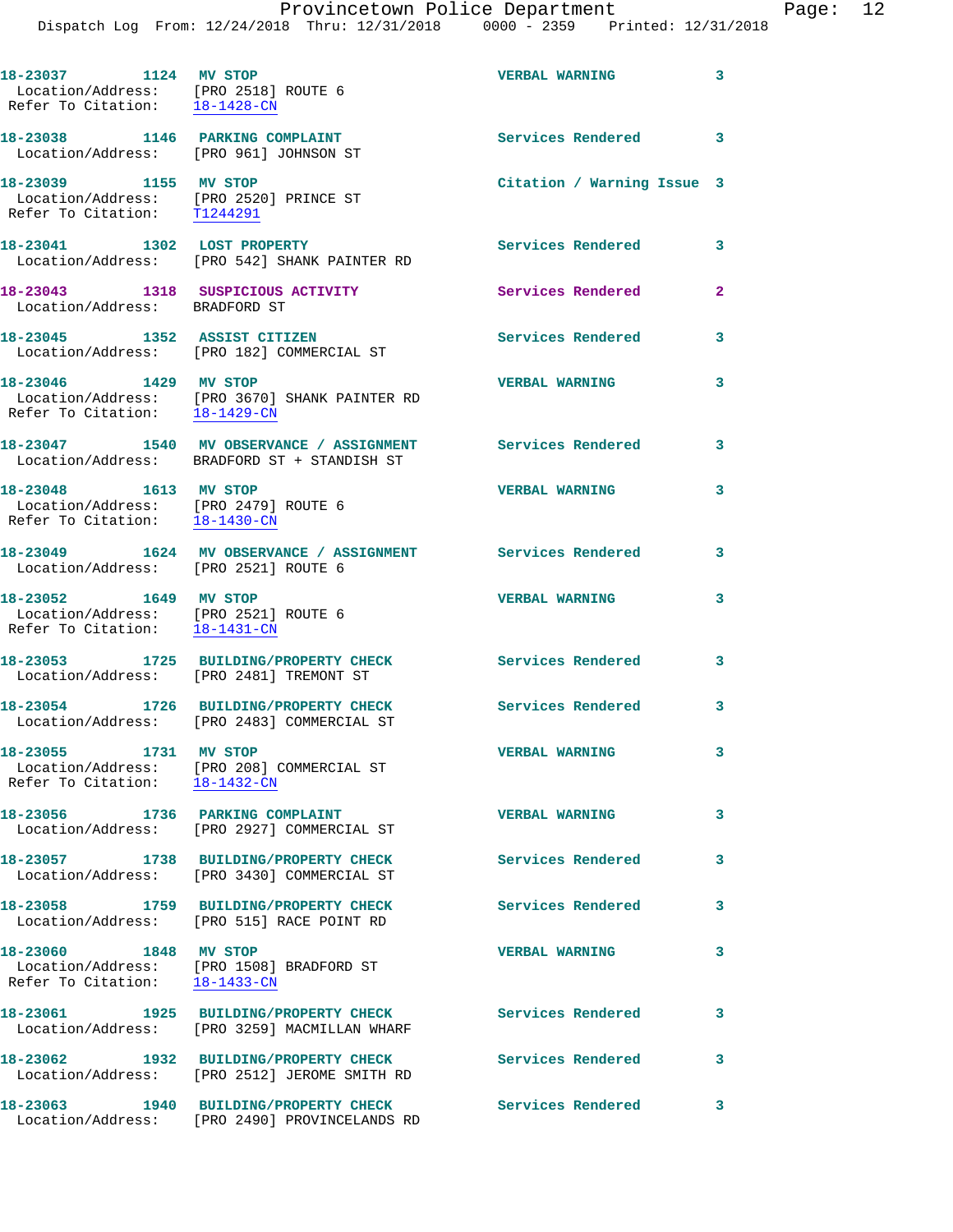18-23037 1124 MV STOP VERBAL WARNING 3
Location/Address: [PRO 2518] ROUTE 6
Refer To Citation: 18-1428-CN

18-23038 1146 PARKING COMPLAINT Services Rendered 3
Location/Address: [PRO 961] JOHNSON ST

18-23039 1155 MV STOP Citation / Warning Issue 3
Location/Address: [PRO 2520] PRINCE ST
Refer To Citation: T1244291

18-23041 1302 LOST PROPERTY Services Rendered 3
Location/Address: [PRO 542] SHANK PAINTER RD

18-23043 1318 SUSPICIOUS ACTIVITY Services Rendered 2
Location/Address: BRADFORD ST

18-23045 1352 ASSIST CITIZEN Services Rendered 3
Location/Address: [PRO 182] COMMERCIAL ST

18-23046 1429 MV STOP VERBAL WARNING 3
Location/Address: [PRO 3670] SHANK PAINTER RD
Refer To Citation: 18-1429-CN

18-23047 1540 MV OBSERVANCE / ASSIGNMENT Services Rendered 3
Location/Address: BRADFORD ST + STANDISH ST

18-23048 1613 MV STOP VERBAL WARNING 3
Location/Address: [PRO 2479] ROUTE 6
Refer To Citation: 18-1430-CN

18-23049 1624 MV OBSERVANCE / ASSIGNMENT Services Rendered 3
Location/Address: [PRO 2521] ROUTE 6

18-23052 1649 MV STOP VERBAL WARNING 3
Location/Address: [PRO 2521] ROUTE 6
Refer To Citation: 18-1431-CN

18-23053 1725 BUILDING/PROPERTY CHECK Services Rendered 3
Location/Address: [PRO 2481] TREMONT ST

18-23054 1726 BUILDING/PROPERTY CHECK Services Rendered 3
Location/Address: [PRO 2483] COMMERCIAL ST

18-23055 1731 MV STOP VERBAL WARNING 3
Location/Address: [PRO 208] COMMERCIAL ST
Refer To Citation: 18-1432-CN

18-23056 1736 PARKING COMPLAINT VERBAL WARNING 3
Location/Address: [PRO 2927] COMMERCIAL ST

18-23057 1738 BUILDING/PROPERTY CHECK Services Rendered 3
Location/Address: [PRO 3430] COMMERCIAL ST

18-23058 1759 BUILDING/PROPERTY CHECK Services Rendered 3
Location/Address: [PRO 515] RACE POINT RD

18-23060 1848 MV STOP VERBAL WARNING 3
Location/Address: [PRO 1508] BRADFORD ST
Refer To Citation: 18-1433-CN

18-23061 1925 BUILDING/PROPERTY CHECK Services Rendered 3
Location/Address: [PRO 3259] MACMILLAN WHARF

18-23062 1932 BUILDING/PROPERTY CHECK Services Rendered 3
Location/Address: [PRO 2512] JEROME SMITH RD

18-23063 1940 BUILDING/PROPERTY CHECK Services Rendered 3
Location/Address: [PRO 2490] PROVINCELANDS RD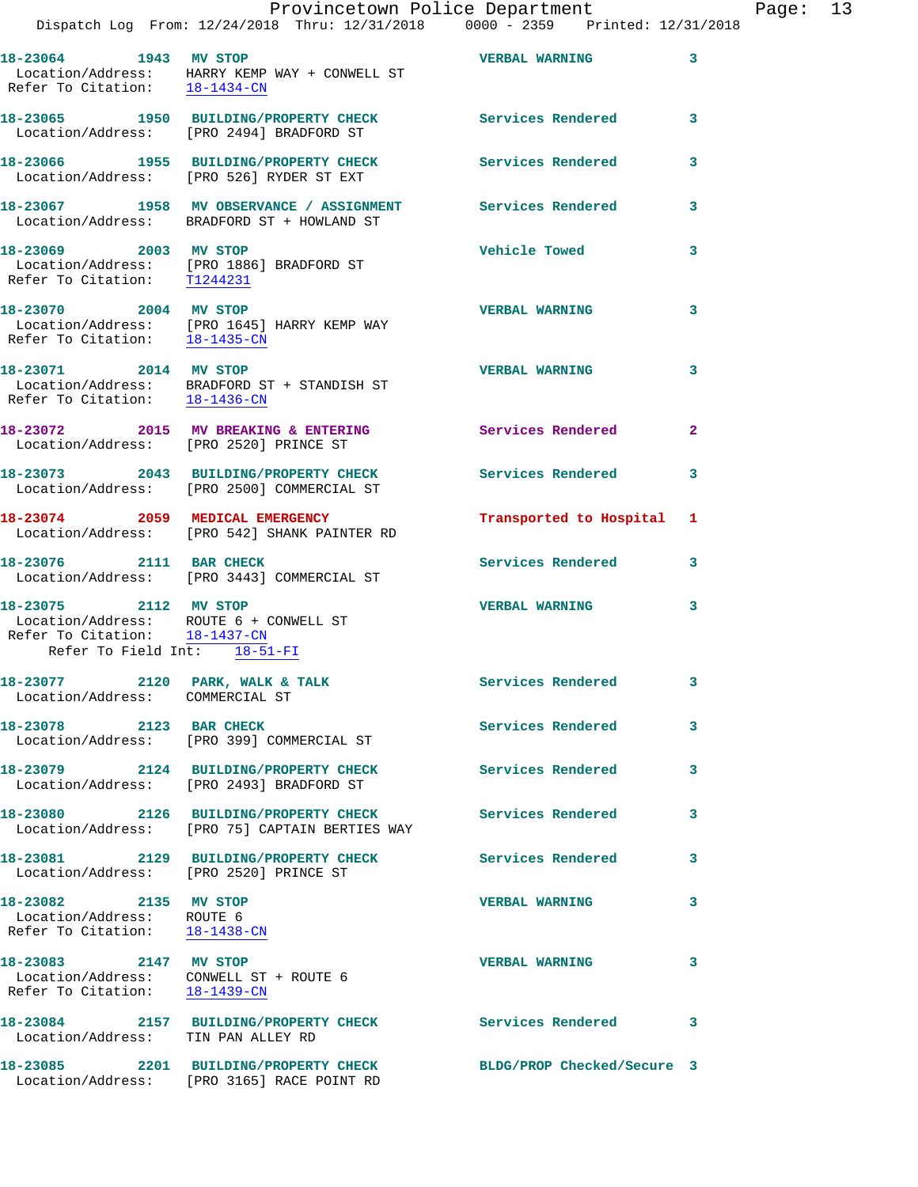**18-23064 1943 MV STOP** — VERBAL WARNING 3
Location/Address: HARRY KEMP WAY + CONWELL ST
Refer To Citation: 18-1434-CN

**18-23065 1950 BUILDING/PROPERTY CHECK** — Services Rendered 3
Location/Address: [PRO 2494] BRADFORD ST

**18-23066 1955 BUILDING/PROPERTY CHECK** — Services Rendered 3
Location/Address: [PRO 526] RYDER ST EXT

**18-23067 1958 MV OBSERVANCE / ASSIGNMENT** — Services Rendered 3
Location/Address: BRADFORD ST + HOWLAND ST

**18-23069 2003 MV STOP** — Vehicle Towed 3
Location/Address: [PRO 1886] BRADFORD ST
Refer To Citation: T1244231

**18-23070 2004 MV STOP** — VERBAL WARNING 3
Location/Address: [PRO 1645] HARRY KEMP WAY
Refer To Citation: 18-1435-CN

**18-23071 2014 MV STOP** — VERBAL WARNING 3
Location/Address: BRADFORD ST + STANDISH ST
Refer To Citation: 18-1436-CN

**18-23072 2015 MV BREAKING & ENTERING** — Services Rendered 2
Location/Address: [PRO 2520] PRINCE ST

**18-23073 2043 BUILDING/PROPERTY CHECK** — Services Rendered 3
Location/Address: [PRO 2500] COMMERCIAL ST

**18-23074 2059 MEDICAL EMERGENCY** — Transported to Hospital 1
Location/Address: [PRO 542] SHANK PAINTER RD

**18-23076 2111 BAR CHECK** — Services Rendered 3
Location/Address: [PRO 3443] COMMERCIAL ST

**18-23075 2112 MV STOP** — VERBAL WARNING 3
Location/Address: ROUTE 6 + CONWELL ST
Refer To Citation: 18-1437-CN
Refer To Field Int: 18-51-FI

**18-23077 2120 PARK, WALK & TALK** — Services Rendered 3
Location/Address: COMMERCIAL ST

**18-23078 2123 BAR CHECK** — Services Rendered 3
Location/Address: [PRO 399] COMMERCIAL ST

**18-23079 2124 BUILDING/PROPERTY CHECK** — Services Rendered 3
Location/Address: [PRO 2493] BRADFORD ST

**18-23080 2126 BUILDING/PROPERTY CHECK** — Services Rendered 3
Location/Address: [PRO 75] CAPTAIN BERTIES WAY

**18-23081 2129 BUILDING/PROPERTY CHECK** — Services Rendered 3
Location/Address: [PRO 2520] PRINCE ST

**18-23082 2135 MV STOP** — VERBAL WARNING 3
Location/Address: ROUTE 6
Refer To Citation: 18-1438-CN

**18-23083 2147 MV STOP** — VERBAL WARNING 3
Location/Address: CONWELL ST + ROUTE 6
Refer To Citation: 18-1439-CN

**18-23084 2157 BUILDING/PROPERTY CHECK** — Services Rendered 3
Location/Address: TIN PAN ALLEY RD

**18-23085 2201 BUILDING/PROPERTY CHECK** — BLDG/PROP Checked/Secure 3
Location/Address: [PRO 3165] RACE POINT RD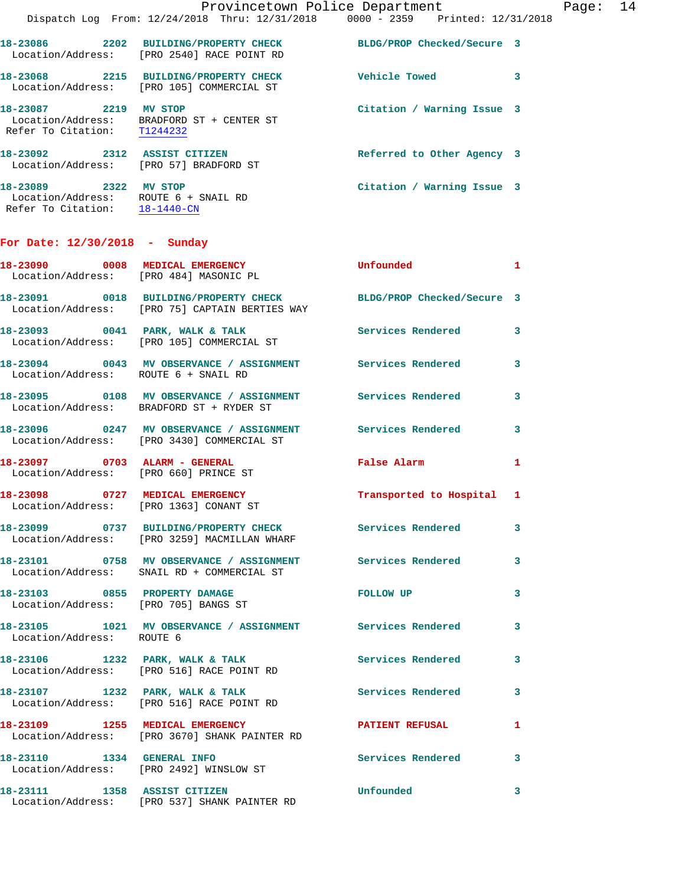18-23086 2202 BUILDING/PROPERTY CHECK BLDG/PROP Checked/Secure 3
 Location/Address: [PRO 2540] RACE POINT RD

18-23068 2215 BUILDING/PROPERTY CHECK Vehicle Towed 3
 Location/Address: [PRO 105] COMMERCIAL ST

18-23087 2219 MV STOP Citation / Warning Issue 3
 Location/Address: BRADFORD ST + CENTER ST
 Refer To Citation: T1244232

18-23092 2312 ASSIST CITIZEN Referred to Other Agency 3
 Location/Address: [PRO 57] BRADFORD ST

18-23089 2322 MV STOP Citation / Warning Issue 3
 Location/Address: ROUTE 6 + SNAIL RD
 Refer To Citation: 18-1440-CN

## For Date: 12/30/2018 - Sunday

18-23090 0008 MEDICAL EMERGENCY Unfounded 1
 Location/Address: [PRO 484] MASONIC PL

18-23091 0018 BUILDING/PROPERTY CHECK BLDG/PROP Checked/Secure 3
 Location/Address: [PRO 75] CAPTAIN BERTIES WAY

18-23093 0041 PARK, WALK & TALK Services Rendered 3
 Location/Address: [PRO 105] COMMERCIAL ST

18-23094 0043 MV OBSERVANCE / ASSIGNMENT Services Rendered 3
 Location/Address: ROUTE 6 + SNAIL RD

18-23095 0108 MV OBSERVANCE / ASSIGNMENT Services Rendered 3
 Location/Address: BRADFORD ST + RYDER ST

18-23096 0247 MV OBSERVANCE / ASSIGNMENT Services Rendered 3
 Location/Address: [PRO 3430] COMMERCIAL ST

18-23097 0703 ALARM - GENERAL False Alarm 1
 Location/Address: [PRO 660] PRINCE ST

18-23098 0727 MEDICAL EMERGENCY Transported to Hospital 1
 Location/Address: [PRO 1363] CONANT ST

18-23099 0737 BUILDING/PROPERTY CHECK Services Rendered 3
 Location/Address: [PRO 3259] MACMILLAN WHARF

18-23101 0758 MV OBSERVANCE / ASSIGNMENT Services Rendered 3
 Location/Address: SNAIL RD + COMMERCIAL ST

18-23103 0855 PROPERTY DAMAGE FOLLOW UP 3
 Location/Address: [PRO 705] BANGS ST

18-23105 1021 MV OBSERVANCE / ASSIGNMENT Services Rendered 3
 Location/Address: ROUTE 6

18-23106 1232 PARK, WALK & TALK Services Rendered 3
 Location/Address: [PRO 516] RACE POINT RD

18-23107 1232 PARK, WALK & TALK Services Rendered 3
 Location/Address: [PRO 516] RACE POINT RD

18-23109 1255 MEDICAL EMERGENCY PATIENT REFUSAL 1
 Location/Address: [PRO 3670] SHANK PAINTER RD

18-23110 1334 GENERAL INFO Services Rendered 3
 Location/Address: [PRO 2492] WINSLOW ST

18-23111 1358 ASSIST CITIZEN Unfounded 3
 Location/Address: [PRO 537] SHANK PAINTER RD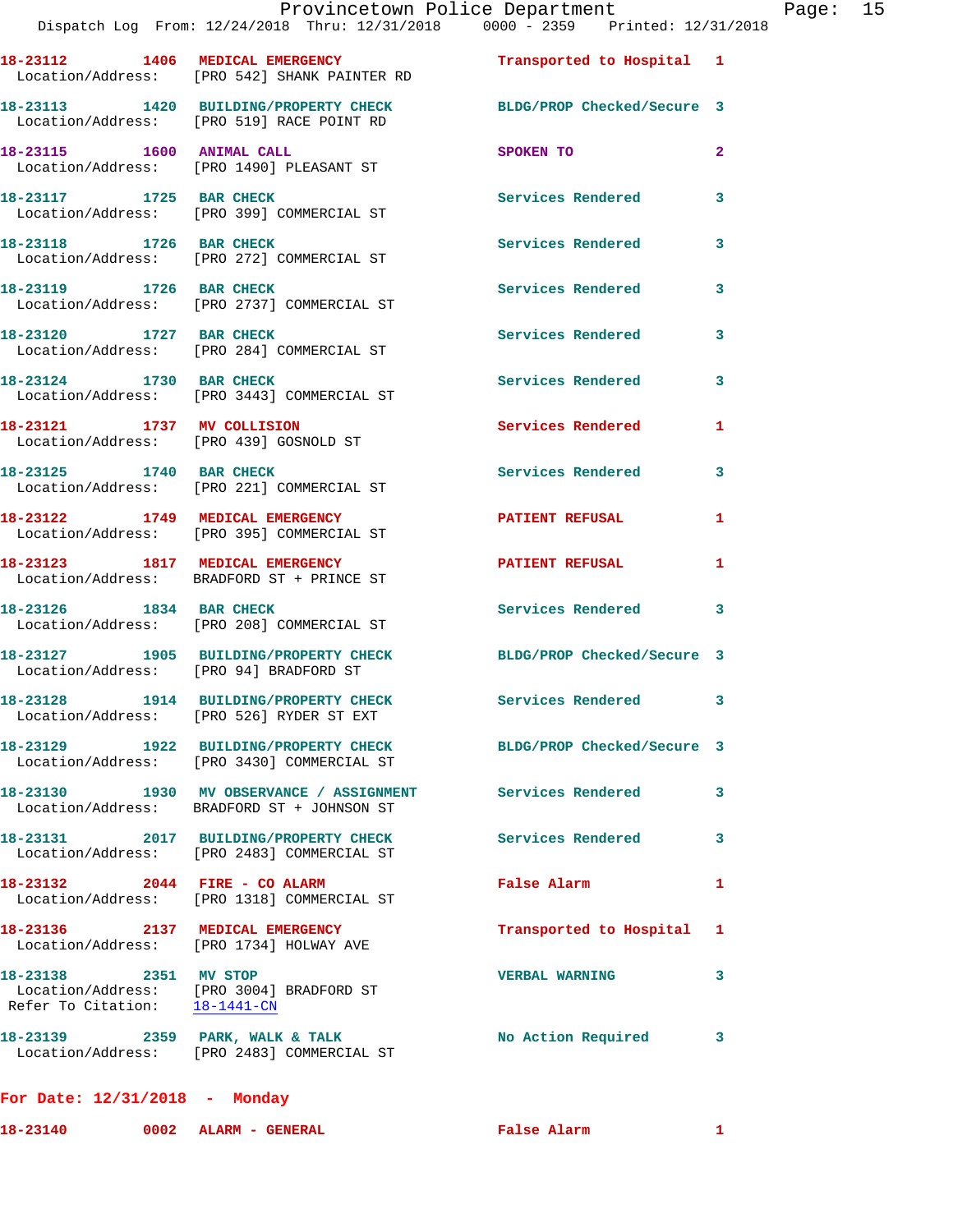18-23112 1406 MEDICAL EMERGENCY Transported to Hospital 1
Location/Address: [PRO 542] SHANK PAINTER RD

18-23113 1420 BUILDING/PROPERTY CHECK BLDG/PROP Checked/Secure 3
Location/Address: [PRO 519] RACE POINT RD

18-23115 1600 ANIMAL CALL SPOKEN TO 2
Location/Address: [PRO 1490] PLEASANT ST

18-23117 1725 BAR CHECK Services Rendered 3
Location/Address: [PRO 399] COMMERCIAL ST

18-23118 1726 BAR CHECK Services Rendered 3
Location/Address: [PRO 272] COMMERCIAL ST

18-23119 1726 BAR CHECK Services Rendered 3
Location/Address: [PRO 2737] COMMERCIAL ST

18-23120 1727 BAR CHECK Services Rendered 3
Location/Address: [PRO 284] COMMERCIAL ST

18-23124 1730 BAR CHECK Services Rendered 3
Location/Address: [PRO 3443] COMMERCIAL ST

18-23121 1737 MV COLLISION Services Rendered 1
Location/Address: [PRO 439] GOSNOLD ST

18-23125 1740 BAR CHECK Services Rendered 3
Location/Address: [PRO 221] COMMERCIAL ST

18-23122 1749 MEDICAL EMERGENCY PATIENT REFUSAL 1
Location/Address: [PRO 395] COMMERCIAL ST

18-23123 1817 MEDICAL EMERGENCY PATIENT REFUSAL 1
Location/Address: BRADFORD ST + PRINCE ST

18-23126 1834 BAR CHECK Services Rendered 3
Location/Address: [PRO 208] COMMERCIAL ST

18-23127 1905 BUILDING/PROPERTY CHECK BLDG/PROP Checked/Secure 3
Location/Address: [PRO 94] BRADFORD ST

18-23128 1914 BUILDING/PROPERTY CHECK Services Rendered 3
Location/Address: [PRO 526] RYDER ST EXT

18-23129 1922 BUILDING/PROPERTY CHECK BLDG/PROP Checked/Secure 3
Location/Address: [PRO 3430] COMMERCIAL ST

18-23130 1930 MV OBSERVANCE / ASSIGNMENT Services Rendered 3
Location/Address: BRADFORD ST + JOHNSON ST

18-23131 2017 BUILDING/PROPERTY CHECK Services Rendered 3
Location/Address: [PRO 2483] COMMERCIAL ST

18-23132 2044 FIRE - CO ALARM False Alarm 1
Location/Address: [PRO 1318] COMMERCIAL ST

18-23136 2137 MEDICAL EMERGENCY Transported to Hospital 1
Location/Address: [PRO 1734] HOLWAY AVE

18-23138 2351 MV STOP VERBAL WARNING 3
Location/Address: [PRO 3004] BRADFORD ST
Refer To Citation: 18-1441-CN

18-23139 2359 PARK, WALK & TALK No Action Required 3
Location/Address: [PRO 2483] COMMERCIAL ST

**For Date: 12/31/2018 - Monday**

18-23140 0002 ALARM - GENERAL False Alarm 1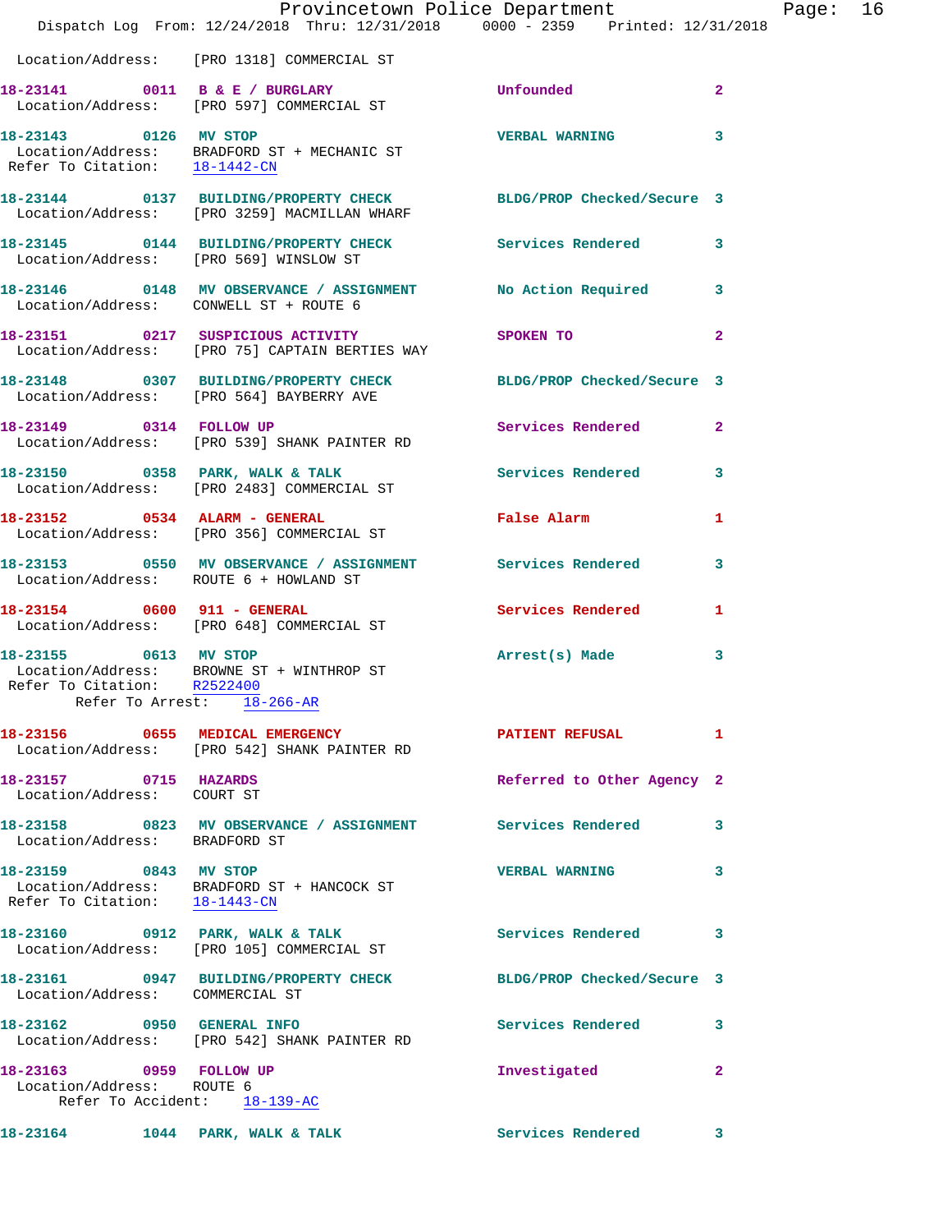Location/Address: [PRO 1318] COMMERCIAL ST

**18-23141** 0011 **B & E / BURGLARY** Unfounded 2
Location/Address: [PRO 597] COMMERCIAL ST

**18-23143** 0126 **MV STOP** VERBAL WARNING 3
Location/Address: BRADFORD ST + MECHANIC ST
Refer To Citation: 18-1442-CN

**18-23144** 0137 **BUILDING/PROPERTY CHECK** BLDG/PROP Checked/Secure 3
Location/Address: [PRO 3259] MACMILLAN WHARF

**18-23145** 0144 **BUILDING/PROPERTY CHECK** Services Rendered 3
Location/Address: [PRO 569] WINSLOW ST

**18-23146** 0148 **MV OBSERVANCE / ASSIGNMENT** No Action Required 3
Location/Address: CONWELL ST + ROUTE 6

**18-23151** 0217 **SUSPICIOUS ACTIVITY** SPOKEN TO 2
Location/Address: [PRO 75] CAPTAIN BERTIES WAY

**18-23148** 0307 **BUILDING/PROPERTY CHECK** BLDG/PROP Checked/Secure 3
Location/Address: [PRO 564] BAYBERRY AVE

**18-23149** 0314 **FOLLOW UP** Services Rendered 2
Location/Address: [PRO 539] SHANK PAINTER RD

**18-23150** 0358 **PARK, WALK & TALK** Services Rendered 3
Location/Address: [PRO 2483] COMMERCIAL ST

**18-23152** 0534 **ALARM - GENERAL** False Alarm 1
Location/Address: [PRO 356] COMMERCIAL ST

**18-23153** 0550 **MV OBSERVANCE / ASSIGNMENT** Services Rendered 3
Location/Address: ROUTE 6 + HOWLAND ST

**18-23154** 0600 **911 - GENERAL** Services Rendered 1
Location/Address: [PRO 648] COMMERCIAL ST

**18-23155** 0613 **MV STOP** Arrest(s) Made 3
Location/Address: BROWNE ST + WINTHROP ST
Refer To Citation: R2522400
Refer To Arrest: 18-266-AR

**18-23156** 0655 **MEDICAL EMERGENCY** PATIENT REFUSAL 1
Location/Address: [PRO 542] SHANK PAINTER RD

**18-23157** 0715 **HAZARDS** Referred to Other Agency 2
Location/Address: COURT ST

**18-23158** 0823 **MV OBSERVANCE / ASSIGNMENT** Services Rendered 3
Location/Address: BRADFORD ST

**18-23159** 0843 **MV STOP** VERBAL WARNING 3
Location/Address: BRADFORD ST + HANCOCK ST
Refer To Citation: 18-1443-CN

**18-23160** 0912 **PARK, WALK & TALK** Services Rendered 3
Location/Address: [PRO 105] COMMERCIAL ST

**18-23161** 0947 **BUILDING/PROPERTY CHECK** BLDG/PROP Checked/Secure 3
Location/Address: COMMERCIAL ST

**18-23162** 0950 **GENERAL INFO** Services Rendered 3
Location/Address: [PRO 542] SHANK PAINTER RD

**18-23163** 0959 **FOLLOW UP** Investigated 2
Location/Address: ROUTE 6
Refer To Accident: 18-139-AC

**18-23164** 1044 **PARK, WALK & TALK** Services Rendered 3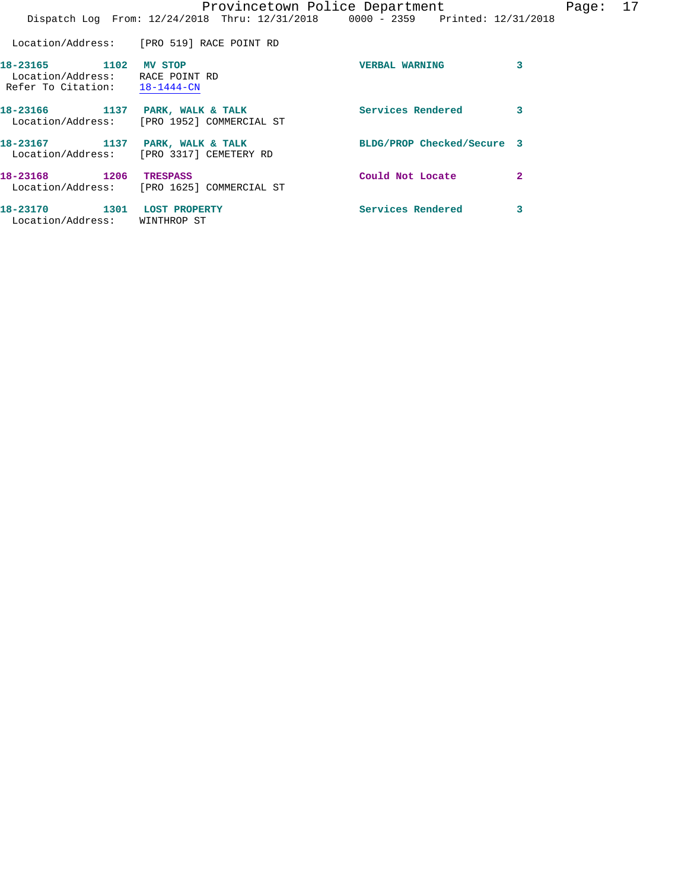Location/Address: [PRO 519] RACE POINT RD

**18-23165 1102 MV STOP** **VERBAL WARNING 3**
Location/Address: RACE POINT RD
Refer To Citation: 18-1444-CN

**18-23166 1137 PARK, WALK & TALK** **Services Rendered 3**
Location/Address: [PRO 1952] COMMERCIAL ST

**18-23167 1137 PARK, WALK & TALK** **BLDG/PROP Checked/Secure 3**
Location/Address: [PRO 3317] CEMETERY RD

**18-23168 1206 TRESPASS** **Could Not Locate 2**
Location/Address: [PRO 1625] COMMERCIAL ST

**18-23170 1301 LOST PROPERTY** **Services Rendered 3**
Location/Address: WINTHROP ST